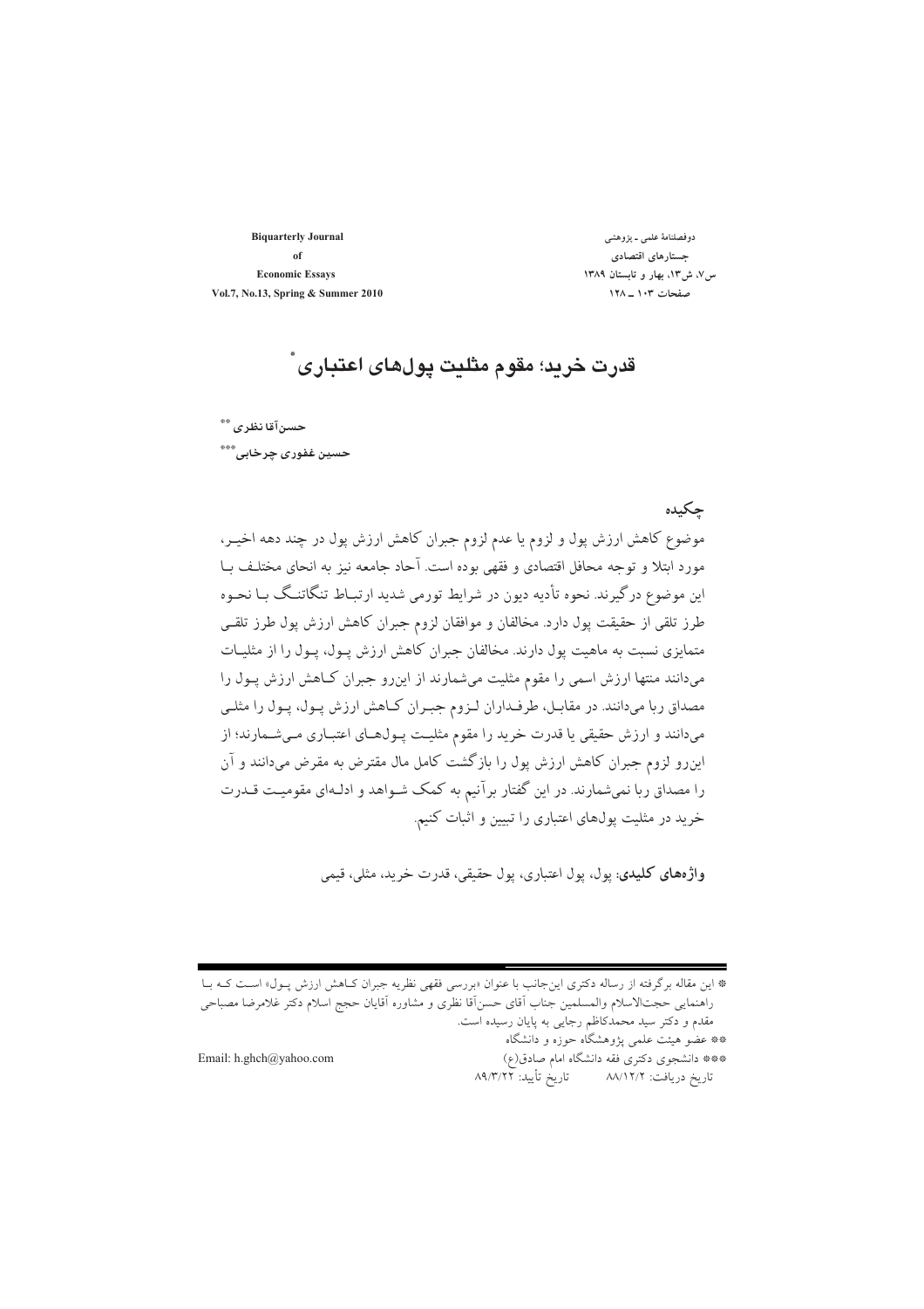# قدرت خرید؛ مقوم مثلیت پول‌های اعتباری*

حسن‌آقا نظری**

حسین غفوری چرخابی***

## چکیده

موضوع کاهش ارزش پول و لزوم یا عدم لزوم جبران کاهش ارزش پول در چند دهه اخیر، مورد ابتلا و توجه محافل اقتصادی و فقهی بوده است. آحاد جامعه نیز به انحای مختلف با این موضوع درگیرند. نحوه تأدیه دیون در شرایط تورمی شدید ارتباط تنگاتنگ با نحوه طرز تلقی از حقیقت پول دارد. مخالفان و موافقان لزوم جبران کاهش ارزش پول طرز تلقی متمایزی نسبت به ماهیت پول دارند. مخالفان جبران کاهش ارزش پول، پول را از مثلیات می‌دانند منتها ارزش اسمی را مقوم مثلیت می‌شمارند از این‌رو جبران کاهش ارزش پول را مصداق ربا می‌دانند. در مقابل، طرفداران لزوم جبران کاهش ارزش پول، پول را مثلی می‌دانند و ارزش حقیقی یا قدرت خرید را مقوم مثلیت پول‌های اعتباری می‌شمارند؛ از این‌رو لزوم جبران کاهش ارزش پول را بازگشت کامل مال مقترض به مقرض می‌دانند و آن را مصداق ربا نمی‌شمارند. در این گفتار برآنیم به کمک شواهد و ادله‌ای مقومیت قدرت خرید در مثلیت پول‌های اعتباری را تبیین و اثبات کنیم.

**واژه‌های کلیدی:** پول، پول اعتباری، پول حقیقی، قدرت خرید، مثلی، قیمی

---

* این مقاله برگرفته از رساله دکتری این‌جانب با عنوان «بررسی فقهی نظریه جبران کاهش ارزش پول» است که با راهنمایی حجت‌الاسلام والمسلمین جناب آقای حسن‌آقا نظری و مشاوره آقایان حجج اسلام دکتر غلامرضا مصباحی مقدم و دکتر سید محمدکاظم رجایی به پایان رسیده است.

** عضو هیئت علمی پژوهشگاه حوزه و دانشگاه

*** دانشجوی دکتری فقه دانشگاه امام صادق(ع) — Email: h.ghch@yahoo.com

تاریخ دریافت: ۸۸/۱۲/۲ تاریخ تأیید: ۸۹/۳/۲۲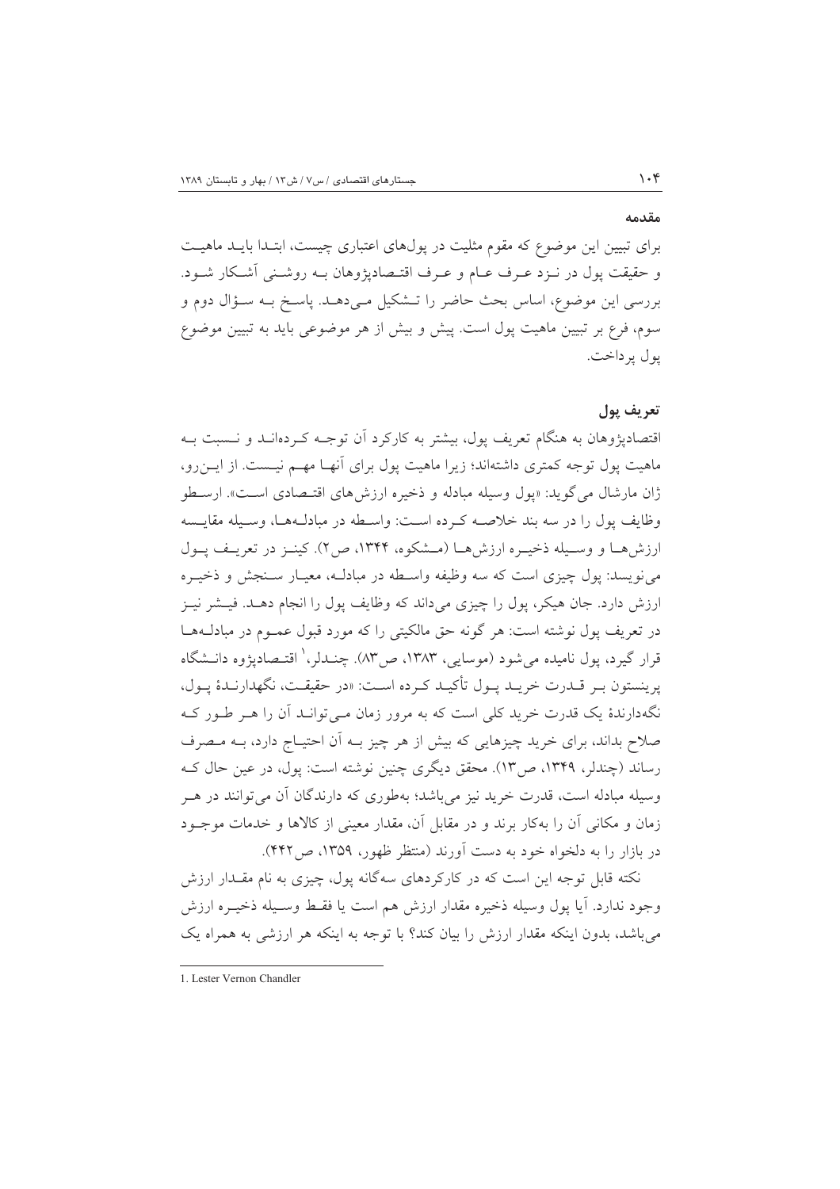## مقدمه

برای تبیین این موضوع که مقوم مثلیت در پول‌های اعتباری چیست، ابتدا باید ماهیت و حقیقت پول در نزد عرف عام و عرف اقتصادپژوهان به روشنی آشکار شود. بررسی این موضوع، اساس بحث حاضر را تشکیل می‌دهد. پاسخ به سؤال دوم و سوم، فرع بر تبیین ماهیت پول است. پیش و بیش از هر موضوعی باید به تبیین موضوع پول پرداخت.

## تعریف پول

اقتصادپژوهان به هنگام تعریف پول، بیشتر به کارکرد آن توجه کرده‌اند و نسبت به ماهیت پول توجه کمتری داشته‌اند؛ زیرا ماهیت پول برای آنها مهم نیست. از این‌رو، ژان مارشال می‌گوید: «پول وسیله مبادله و ذخیره ارزش‌های اقتصادی است». ارسطو وظایف پول را در سه بند خلاصه کرده است: واسطه در مبادله‌ها، وسیله مقایسه ارزش‌ها و وسیله ذخیره ارزش‌ها (مشکوه، ۱۳۴۴، ص۲). کینز در تعریف پول می‌نویسد: پول چیزی است که سه وظیفه واسطه در مبادله، معیار سنجش و ذخیره ارزش دارد. جان هیکر، پول را چیزی می‌داند که وظایف پول را انجام دهد. فیشر نیز در تعریف پول نوشته است: هر گونه حق مالکیتی را که مورد قبول عموم در مبادله‌ها قرار گیرد، پول نامیده می‌شود (موسایی، ۱۳۸۳، ص۸۳). چندلر،[1] اقتصادپژوه دانشگاه پرینستون بر قدرت خرید پول تأکید کرده است: «در حقیقت، نگهدارندهٔ پول، نگه‌دارندهٔ یک قدرت خرید کلی است که به مرور زمان می‌تواند آن را هر طور که صلاح بداند، برای خرید چیزهایی که بیش از هر چیز به آن احتیاج دارد، به مصرف رساند (چندلر، ۱۳۴۹، ص۱۳). محقق دیگری چنین نوشته است: پول، در عین حال که وسیله مبادله است، قدرت خرید نیز می‌باشد؛ به‌طوری که دارندگان آن می‌توانند در هر زمان و مکانی آن را به‌کار برند و در مقابل آن، مقدار معینی از کالاها و خدمات موجود در بازار را به دلخواه خود به دست آورند (منتظر ظهور، ۱۳۵۹، ص۴۴۲).

نکته قابل توجه این است که در کارکردهای سه‌گانه پول، چیزی به نام مقدار ارزش وجود ندارد. آیا پول وسیله ذخیره مقدار ارزش هم است یا فقط وسیله ذخیره ارزش می‌باشد، بدون اینکه مقدار ارزش را بیان کند؟ با توجه به اینکه هر ارزشی به همراه یک

---

1. Lester Vernon Chandler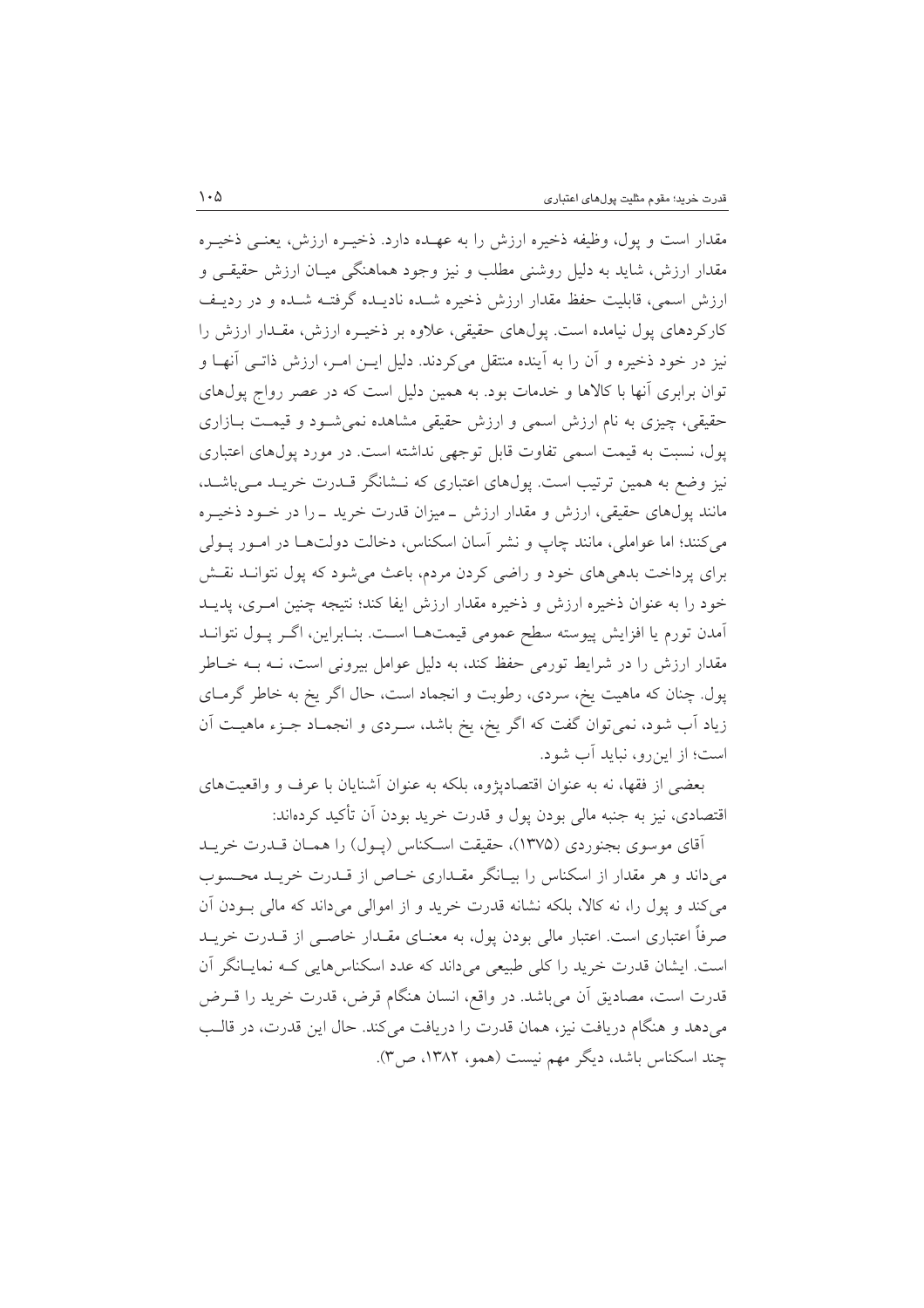مقدار است و پول، وظیفه ذخیره ارزش را به عهـده دارد. ذخیـره ارزش، یعنـی ذخیـره مقدار ارزش، شاید به دلیل روشنی مطلب و نیز وجود هماهنگی میـان ارزش حقیقـی و ارزش اسمی، قابلیت حفظ مقدار ارزش ذخیره شـده نادیـده گرفتـه شـده و در ردیـف کارکردهای پول نیامده است. پول‌های حقیقی، علاوه بر ذخیـره ارزش، مقـدار ارزش را نیز در خود ذخیره و آن را به آینده منتقل می‌کردند. دلیل ایـن امـر، ارزش ذاتـی آنهـا و توان برابری آنها با کالاها و خدمات بود. به همین دلیل است که در عصر رواج پول‌های حقیقی، چیزی به نام ارزش اسمی و ارزش حقیقی مشاهده نمی‌شـود و قیمـت بـازاری پول، نسبت به قیمت اسمی تفاوت قابل توجهی نداشته است. در مورد پول‌های اعتباری نیز وضع به همین ترتیب است. پول‌های اعتباری که نـشانگر قـدرت خریـد مـی‌باشـد، مانند پول‌های حقیقی، ارزش و مقدار ارزش ـ میزان قدرت خرید ـ را در خـود ذخیـره می‌کنند؛ اما عواملی، مانند چاپ و نشر آسان اسکناس، دخالت دولت‌هـا در امـور پـولی برای پرداخت بدهی‌های خود و راضی کردن مردم، باعث می‌شود که پول نتوانـد نقـش خود را به عنوان ذخیره ارزش و ذخیره مقدار ارزش ایفا کند؛ نتیجه چنین امـری، پدیـد آمدن تورم یا افزایش پیوسته سطح عمومی قیمت‌هـا اسـت. بنـابراین، اگـر پـول نتوانـد مقدار ارزش را در شرایط تورمی حفظ کند، به دلیل عوامل بیرونی است، نـه بـه خـاطر پول. چنان که ماهیت یخ، سردی، رطوبت و انجماد است، حال اگر یخ به خاطر گرمـای زیاد آب شود، نمی‌توان گفت که اگر یخ، یخ باشد، سـردی و انجمـاد جـزء ماهیـت آن است؛ از این‌رو، نباید آب شود.

بعضی از فقها، نه به عنوان اقتصادپژوه، بلکه به عنوان آشنایان با عرف و واقعیت‌های اقتصادی، نیز به جنبه مالی بودن پول و قدرت خرید بودن آن تأکید کرده‌اند:

آقای موسوی بجنوردی (۱۳۷۵)، حقیقت اسـکناس (پـول) را همـان قـدرت خریـد می‌داند و هر مقدار از اسکناس را بیـانگر مقـداری خـاص از قـدرت خریـد محـسوب می‌کند و پول را، نه کالا، بلکه نشانه قدرت خرید و از اموالی می‌داند که مالی بـودن آن صرفاً اعتباری است. اعتبار مالی بودن پول، به معنـای مقـدار خاصـی از قـدرت خریـد است. ایشان قدرت خرید را کلی طبیعی می‌داند که عدد اسکناس‌هایی کـه نمایـانگر آن قدرت است، مصادیق آن می‌باشد. در واقع، انسان هنگام قرض، قدرت خرید را قـرض می‌دهد و هنگام دریافت نیز، همان قدرت را دریافت می‌کند. حال این قدرت، در قالـب چند اسکناس باشد، دیگر مهم نیست (همو، ۱۳۸۲، ص۳).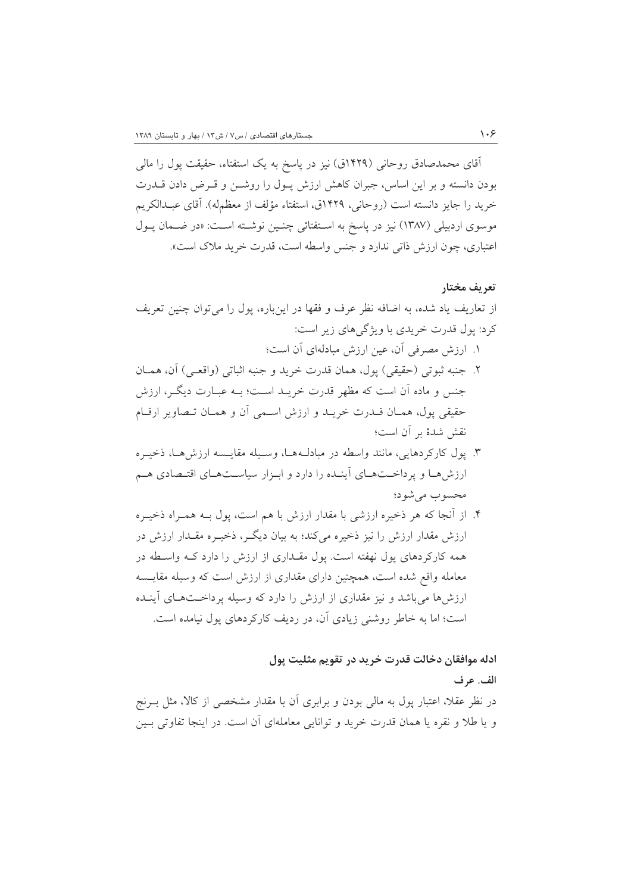آقای محمدصادق روحانی (۱۴۲۹ق) نیز در پاسخ به یک استفتاء، حقیقت پول را مالی بودن دانسته و بر این اساس، جبران کاهش ارزش پـول را روشـن و قـرض دادن قـدرت خرید را جایز دانسته است (روحانی، ۱۴۲۹ق، استفتاء مؤلف از معظم‌له). آقای عبـدالکریم موسوی اردبیلی (۱۳۸۷) نیز در پاسخ به اسـتفتائی چنـین نوشـته اسـت: «در ضـمان پـول اعتباری، چون ارزش ذاتی ندارد و جنس واسطه است، قدرت خرید ملاک است».

### تعریف مختار

از تعاریف یاد شده، به اضافه نظر عرف و فقها در این‌باره، پول را می‌توان چنین تعریف کرد: پول قدرت خریدی با ویژگی‌های زیر است:

۱. ارزش مصرفی آن، عین ارزش مبادله‌ای آن است؛

۲. جنبه ثبوتی (حقیقی) پول، همان قدرت خرید و جنبه اثباتی (واقعـی) آن، همـان جنس و ماده آن است که مظهر قدرت خریـد اسـت؛ بـه عبـارت دیگـر، ارزش حقیقی پول، همـان قـدرت خریـد و ارزش اسـمی آن و همـان تـصاویر ارقـام نقش شدهٔ بر آن است؛

۳. پول کارکردهایی، مانند واسطه در مبادلـه‌هـا، وسـیله مقایـسه ارزش‌هـا، ذخیـره ارزش‌هـا و پرداخـت‌هـای آینـده را دارد و ابـزار سیاسـت‌هـای اقتـصادی هـم محسوب می‌شود؛

۴. از آنجا که هر ذخیره ارزشی با مقدار ارزش با هم است، پول بـه همـراه ذخیـره ارزش مقدار ارزش را نیز ذخیره می‌کند؛ به بیان دیگـر، ذخیـره مقـدار ارزش در همه کارکردهای پول نهفته است. پول مقـداری از ارزش را دارد کـه واسـطه در معامله واقع شده است، همچنین دارای مقداری از ارزش است که وسیله مقایـسه ارزش‌ها می‌باشد و نیز مقداری از ارزش را دارد که وسیله پرداخـت‌هـای آینـده است؛ اما به خاطر روشنی زیادی آن، در ردیف کارکردهای پول نیامده است.

### ادله موافقان دخالت قدرت خرید در تقویم مثلیت پول

#### الف. عرف

در نظر عقلا، اعتبار پول به مالی بودن و برابری آن با مقدار مشخصی از کالا، مثل بـرنج و یا طلا و نقره یا همان قدرت خرید و توانایی معامله‌ای آن است. در اینجا تفاوتی بـین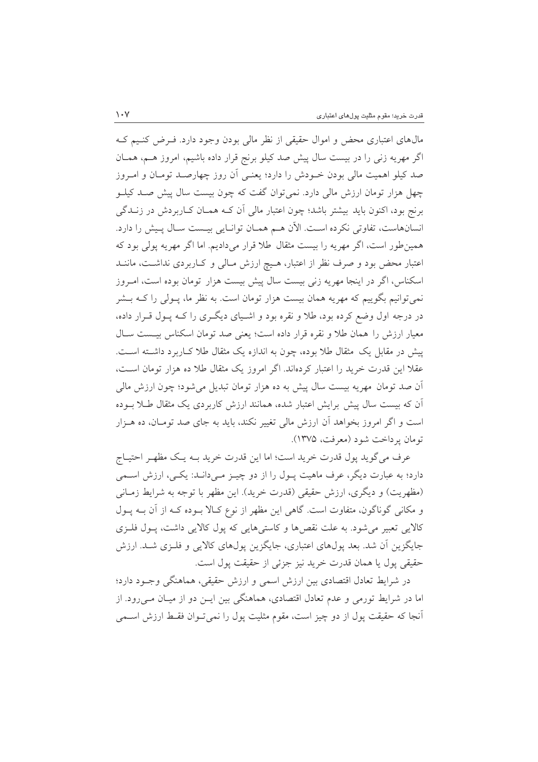مال‌های اعتباری محض و اموال حقیقی از نظر مالی بودن وجود دارد. فرض کنیم که اگر مهریه زنی را در بیست سال پیش صد کیلو برنج قرار داده باشیم، امروز هم، همان صد کیلو اهمیت مالی بودن خودش را دارد؛ یعنی آن روز چهارصد تومان و امروز چهل هزار تومان ارزش مالی دارد. نمی‌توان گفت که چون بیست سال پیش صد کیلو برنج بود، اکنون باید بیشتر باشد؛ چون اعتبار مالی آن که همان کاربردش در زندگی انسان‌هاست، تفاوتی نکرده است. الآن هم همان توانایی بیست سال پیش را دارد. همین‌طور است، اگر مهریه را بیست مثقال طلا قرار می‌دادیم. اما اگر مهریه پولی بود که اعتبار محض بود و صرف نظر از اعتبار، هیچ ارزش مالی و کاربردی نداشت، مانند اسکناس، اگر در اینجا مهریه زنی بیست سال پیش بیست هزار تومان بوده است، امروز نمی‌توانیم بگوییم که مهریه همان بیست هزار تومان است. به نظر ما، پولی را که بشر در درجه اول وضع کرده بود، طلا و نقره بود و اشیای دیگری را که پول قرار داده، معیار ارزش را همان طلا و نقره قرار داده است؛ یعنی صد تومان اسکناس بیست سال پیش در مقابل یک مثقال طلا بوده، چون به اندازه یک مثقال طلا کاربرد داشته است. عقلا این قدرت خرید را اعتبار کرده‌اند. اگر امروز یک مثقال طلا ده هزار تومان است، آن صد تومان مهریه بیست سال پیش به ده هزار تومان تبدیل می‌شود؛ چون ارزش مالی آن که بیست سال پیش برایش اعتبار شده، همانند ارزش کاربردی یک مثقال طلا بوده است و اگر امروز بخواهد آن ارزش مالی تغییر نکند، باید به جای صد تومان، ده هزار تومان پرداخت شود (معرفت، ۱۳۷۵).

عرف می‌گوید پول قدرت خرید است؛ اما این قدرت خرید به یک مظهر احتیاج دارد؛ به عبارت دیگر، عرف ماهیت پول را از دو چیز می‌داند: یکی، ارزش اسمی (مظهریت) و دیگری، ارزش حقیقی (قدرت خرید). این مظهر با توجه به شرایط زمانی و مکانی گوناگون، متفاوت است. گاهی این مظهر از نوع کالا بوده که از آن به پول کالایی تعبیر می‌شود. به علت نقص‌ها و کاستی‌هایی که پول کالایی داشت، پول فلزی جایگزین آن شد. بعد پول‌های اعتباری، جایگزین پول‌های کالایی و فلزی شد. ارزش حقیقی پول یا همان قدرت خرید نیز جزئی از حقیقت پول است.

در شرایط تعادل اقتصادی بین ارزش اسمی و ارزش حقیقی، هماهنگی وجود دارد؛ اما در شرایط تورمی و عدم تعادل اقتصادی، هماهنگی بین این دو از میان می‌رود. از آنجا که حقیقت پول از دو چیز است، مقوم مثلیت پول را نمی‌توان فقط ارزش اسمی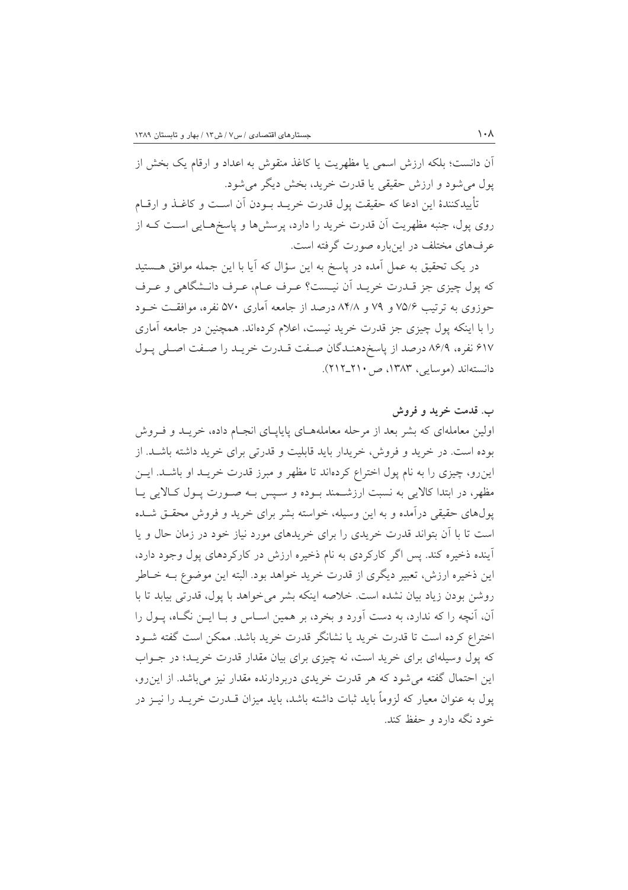آن دانست؛ بلکه ارزش اسمی یا مظهریت یا کاغذ منقوش به اعداد و ارقام یک بخش از پول می‌شود و ارزش حقیقی یا قدرت خرید، بخش دیگر می‌شود.

تأییدکنندۀ این ادعا که حقیقت پول قدرت خرید بودن آن است و کاغذ و ارقام روی پول، جنبه مظهریت آن قدرت خرید را دارد، پرسش‌ها و پاسخ‌هایی است که از عرف‌های مختلف در این‌باره صورت گرفته است.

در یک تحقیق به عمل آمده در پاسخ به این سؤال که آیا با این جمله موافق هستید که پول چیزی جز قدرت خرید آن نیست؟ عرف عام، عرف دانشگاهی و عرف حوزوی به ترتیب ۷۵/۶ و ۷۹ و ۸۴/۸ درصد از جامعه آماری ۵۷۰ نفره، موافقت خود را با اینکه پول چیزی جز قدرت خرید نیست، اعلام کرده‌اند. همچنین در جامعه آماری ۶۱۷ نفره، ۸۶/۹ درصد از پاسخ‌دهندگان صفت قدرت خرید را صفت اصلی پول دانسته‌اند (موسایی، ۱۳۸۳، ص ۲۱۰ـ۲۱۲).

### ب. قدمت خرید و فروش

اولین معامله‌ای که بشر بعد از مرحله معامله‌های پایاپای انجام داده، خرید و فروش بوده است. در خرید و فروش، خریدار باید قابلیت و قدرتی برای خرید داشته باشد. از این‌رو، چیزی را به نام پول اختراع کرده‌اند تا مظهر و مبرز قدرت خرید او باشد. این مظهر، در ابتدا کالایی به نسبت ارزشمند بوده و سپس به صورت پول کالایی یا پول‌های حقیقی درآمده و به این وسیله، خواسته بشر برای خرید و فروش محقق شده است تا با آن بتواند قدرت خریدی را برای خریدهای مورد نیاز خود در زمان حال و یا آینده ذخیره کند. پس اگر کارکردی به نام ذخیره ارزش در کارکردهای پول وجود دارد، این ذخیره ارزش، تعبیر دیگری از قدرت خرید خواهد بود. البته این موضوع به خاطر روشن بودن زیاد بیان نشده است. خلاصه اینکه بشر می‌خواهد با پول، قدرتی بیابد تا با آن، آنچه را که ندارد، به دست آورد و بخرد، بر همین اساس و با این نگاه، پول را اختراع کرده است تا قدرت خرید یا نشانگر قدرت خرید باشد. ممکن است گفته شود که پول وسیله‌ای برای خرید است، نه چیزی برای بیان مقدار قدرت خرید؛ در جواب این احتمال گفته می‌شود که هر قدرت خریدی دربردارنده مقدار نیز می‌باشد. از این‌رو، پول به عنوان معیار که لزوماً باید ثبات داشته باشد، باید میزان قدرت خرید را نیز در خود نگه دارد و حفظ کند.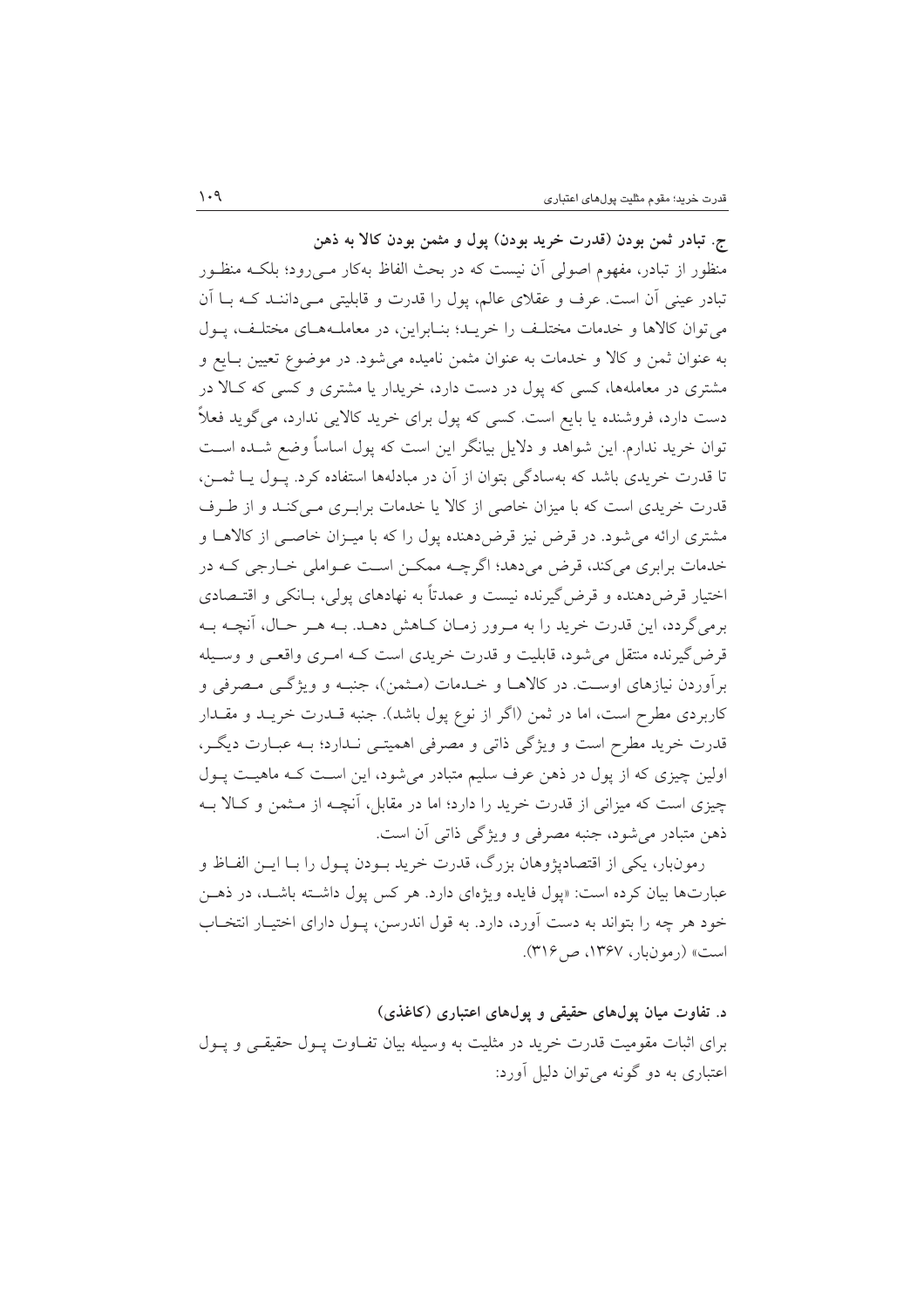### ج. تبادر ثمن بودن (قدرت خرید بودن) پول و مثمن بودن کالا به ذهن

منظور از تبادر، مفهوم اصولی آن نیست که در بحث الفاظ به‌کار می‌رود؛ بلکه منظور تبادر عینی آن است. عرف و عقلای عالم، پول را قدرت و قابلیتی می‌دانند که با آن می‌توان کالاها و خدمات مختلف را خرید؛ بنابراین، در معامله‌های مختلف، پول به عنوان ثمن و کالا و خدمات به عنوان مثمن نامیده می‌شود. در موضوع تعیین بایع و مشتری در معامله‌ها، کسی که پول در دست دارد، خریدار یا مشتری و کسی که کالا در دست دارد، فروشنده یا بایع است. کسی که پول برای خرید کالایی ندارد، می‌گوید فعلاً توان خرید ندارم. این شواهد و دلایل بیانگر این است که پول اساساً وضع شده است تا قدرت خریدی باشد که به‌سادگی بتوان از آن در مبادله‌ها استفاده کرد. پول یا ثمن، قدرت خریدی است که با میزان خاصی از کالا یا خدمات برابری می‌کند و از طرف مشتری ارائه می‌شود. در قرض نیز قرض‌دهنده پول را که با میزان خاصی از کالاها و خدمات برابری می‌کند، قرض می‌دهد؛ اگرچه ممکن است عواملی خارجی که در اختیار قرض‌دهنده و قرض‌گیرنده نیست و عمدتاً به نهادهای پولی، بانکی و اقتصادی برمی‌گردد، این قدرت خرید را به مرور زمان کاهش دهد. به هر حال، آنچه به قرض‌گیرنده منتقل می‌شود، قابلیت و قدرت خریدی است که امری واقعی و وسیله برآوردن نیازهای اوست. در کالاها و خدمات (مثمن)، جنبه و ویژگی مصرفی و کاربردی مطرح است، اما در ثمن (اگر از نوع پول باشد). جنبه قدرت خرید و مقدار قدرت خرید مطرح است و ویژگی ذاتی و مصرفی اهمیتی ندارد؛ به عبارت دیگر، اولین چیزی که از پول در ذهن عرف سلیم متبادر می‌شود، این است که ماهیت پول چیزی است که میزانی از قدرت خرید را دارد؛ اما در مقابل، آنچه از مثمن و کالا به ذهن متبادر می‌شود، جنبه مصرفی و ویژگی ذاتی آن است.

رمون‌بار، یکی از اقتصادپژوهان بزرگ، قدرت خرید بودن پول را با این الفاظ و عبارت‌ها بیان کرده است: «پول فایده ویژه‌ای دارد. هر کس پول داشته باشد، در ذهن خود هر چه را بتواند به دست آورد، دارد. به قول اندرسن، پول دارای اختیار انتخاب است» (رمون‌بار، ۱۳۶۷، ص۳۱۶).

### د. تفاوت میان پول‌های حقیقی و پول‌های اعتباری (کاغذی)

برای اثبات مقومیت قدرت خرید در مثلث به وسیله بیان تفاوت پول حقیقی و پول اعتباری به دو گونه می‌توان دلیل آورد: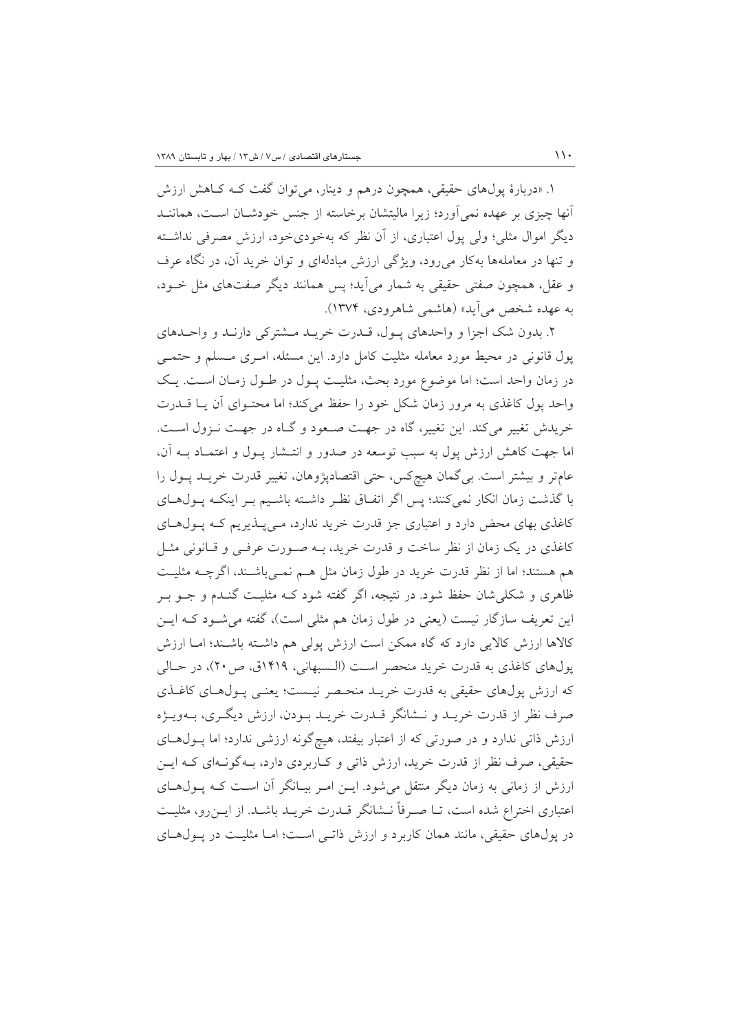۱. «دربارهٔ پول‌های حقیقی، همچون درهم و دینار، می‌توان گفت کـه کـاهش ارزش آنها چیزی بر عهده نمی‌آورد؛ زیرا مالیتشان برخاسته از جنس خودشـان اسـت، هماننـد دیگر اموال مثلی؛ ولی پول اعتباری، از آن نظر که به‌خودی‌خود، ارزش مصرفی نداشـته و تنها در معامله‌ها به‌کار می‌رود، ویژگی ارزش مبادله‌ای و توان خرید آن، در نگاه عرف و عقل، همچون صفتی حقیقی به شمار می‌آید؛ پس همانند دیگر صفت‌های مثل خـود، به عهده شخص می‌آید» (هاشمی شاهرودی، ۱۳۷۴).

۲. بدون شک اجزا و واحدهای پـول، قـدرت خریـد مـشترکی دارنـد و واحـدهای پول قانونی در محیط مورد معامله مثلیت کامل دارد. این مسئله، امـری مـسلم و حتمـی در زمان واحد است؛ اما موضوع مورد بحث، مثلیـت پـول در طـول زمـان اسـت. یـک واحد پول کاغذی به مرور زمان شکل خود را حفظ می‌کند؛ اما محتـوای آن یـا قـدرت خریدش تغییر می‌کند. این تغییر، گاه در جهـت صـعود و گـاه در جهـت نـزول اسـت. اما جهت کاهش ارزش پول به سبب توسعه در صدور و انتـشار پـول و اعتمـاد بـه آن، عام‌تر و بیشتر است. بی‌گمان هیچ‌کس، حتی اقتصادپژوهان، تغییر قدرت خریـد پـول را با گذشت زمان انکار نمی‌کنند؛ پس اگر اتفـاق نظـر داشـته باشـیم بـر اینکـه پـول‌هـای کاغذی بهای محض دارد و اعتباری جز قدرت خرید ندارد، مـی‌پـذیریم کـه پـول‌هـای کاغذی در یک زمان از نظر ساخت و قدرت خرید، بـه صـورت عرفـی و قـانونی مثـل هم هستند؛ اما از نظر قدرت خرید در طول زمان مثل هـم نمـی‌باشـند، اگرچـه مثلیـت ظاهری و شکلی‌شان حفظ شود. در نتیجه، اگر گفته شود کـه مثلیـت گنـدم و جـو بـر این تعریف سازگار نیست (یعنی در طول زمان هم مثلی است)، گفته می‌شـود کـه ایـن کالاها ارزش کالایی دارد که گاه ممکن است ارزش پولی هم داشـته باشـند؛ امـا ارزش پول‌های کاغذی به قدرت خرید منحصر اسـت (الـسبهانی، ۱۴۱۹ق، ص۲۰)، در حـالی که ارزش پول‌های حقیقی به قدرت خرید منحـصر نیـست؛ یعنـی پـول‌هـای کاغـذی صرف نظر از قدرت خریـد و نـشانگر قـدرت خریـد بـودن، ارزش دیگـری، بـه‌ویـژه ارزش ذاتی ندارد و در صورتی که از اعتبار بیفتد، هیچ‌گونه ارزشی ندارد؛ اما پـول‌هـای حقیقی، صرف نظر از قدرت خرید، ارزش ذاتی و کـاربردی دارد، بـه‌گونـه‌ای کـه ایـن ارزش از زمانی به زمان دیگر منتقل می‌شود. ایـن امـر بیـانگر آن اسـت کـه پـول‌هـای اعتباری اختراع شده است، تـا صـرفاً نـشانگر قـدرت خریـد باشـد. از ایـن‌رو، مثلیـت در پول‌های حقیقی، مانند همان کاربرد و ارزش ذاتـی اسـت؛ امـا مثلیـت در پـول‌هـای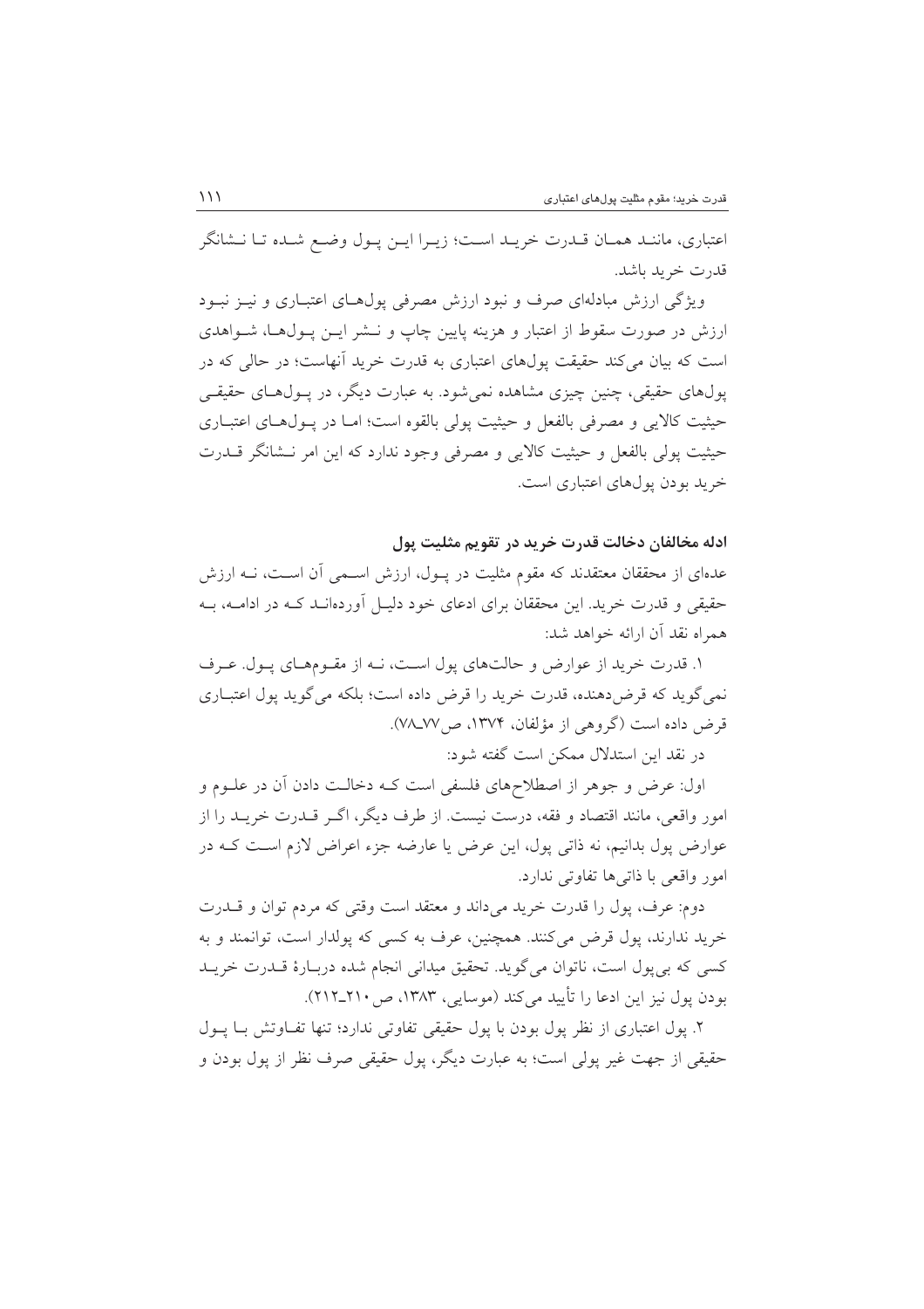اعتباری، مانند همان قدرت خرید است؛ زیرا این پول وضع شده تا نشانگر قدرت خرید باشد.

ویژگی ارزش مبادله‌ای صرف و نبود ارزش مصرفی پول‌های اعتباری و نیز نبود ارزش در صورت سقوط از اعتبار و هزینه پایین چاپ و نشر این پول‌ها، شواهدی است که بیان می‌کند حقیقت پول‌های اعتباری به قدرت خرید آنهاست؛ در حالی که در پول‌های حقیقی، چنین چیزی مشاهده نمی‌شود. به عبارت دیگر، در پول‌های حقیقی حیثیت کالایی و مصرفی بالفعل و حیثیت پولی بالقوه است؛ اما در پول‌های اعتباری حیثیت پولی بالفعل و حیثیت کالایی و مصرفی وجود ندارد که این امر نشانگر قدرت خرید بودن پول‌های اعتباری است.

### ادله مخالفان دخالت قدرت خرید در تقویم مثلیت پول

عده‌ای از محققان معتقدند که مقوم مثلیت در پول، ارزش اسمی آن است، نه ارزش حقیقی و قدرت خرید. این محققان برای ادعای خود دلیل آورده‌اند که در ادامه، به همراه نقد آن ارائه خواهد شد:

۱. قدرت خرید از عوارض و حالت‌های پول است، نه از مقوم‌های پول. عرف نمی‌گوید که قرض‌دهنده، قدرت خرید را قرض داده است؛ بلکه می‌گوید پول اعتباری قرض داده است (گروهی از مؤلفان، ۱۳۷۴، ص۷۷ـ۷۸).

در نقد این استدلال ممکن است گفته شود:

اول: عرض و جوهر از اصطلاح‌های فلسفی است که دخالت دادن آن در علوم و امور واقعی، مانند اقتصاد و فقه، درست نیست. از طرف دیگر، اگر قدرت خرید را از عوارض پول بدانیم، نه ذاتی پول، این عرض یا عارضه جزء اعراض لازم است که در امور واقعی با ذاتی‌ها تفاوتی ندارد.

دوم: عرف، پول را قدرت خرید می‌داند و معتقد است وقتی که مردم توان و قدرت خرید ندارند، پول قرض می‌کنند. همچنین، عرف به کسی که پولدار است، توانمند و به کسی که بی‌پول است، ناتوان می‌گوید. تحقیق میدانی انجام شده دربارهٔ قدرت خرید بودن پول نیز این ادعا را تأیید می‌کند (موسایی، ۱۳۸۳، ص۲۱۰ـ۲۱۲).

۲. پول اعتباری از نظر پول بودن با پول حقیقی تفاوتی ندارد؛ تنها تفاوتش با پول حقیقی از جهت غیر پولی است؛ به عبارت دیگر، پول حقیقی صرف نظر از پول بودن و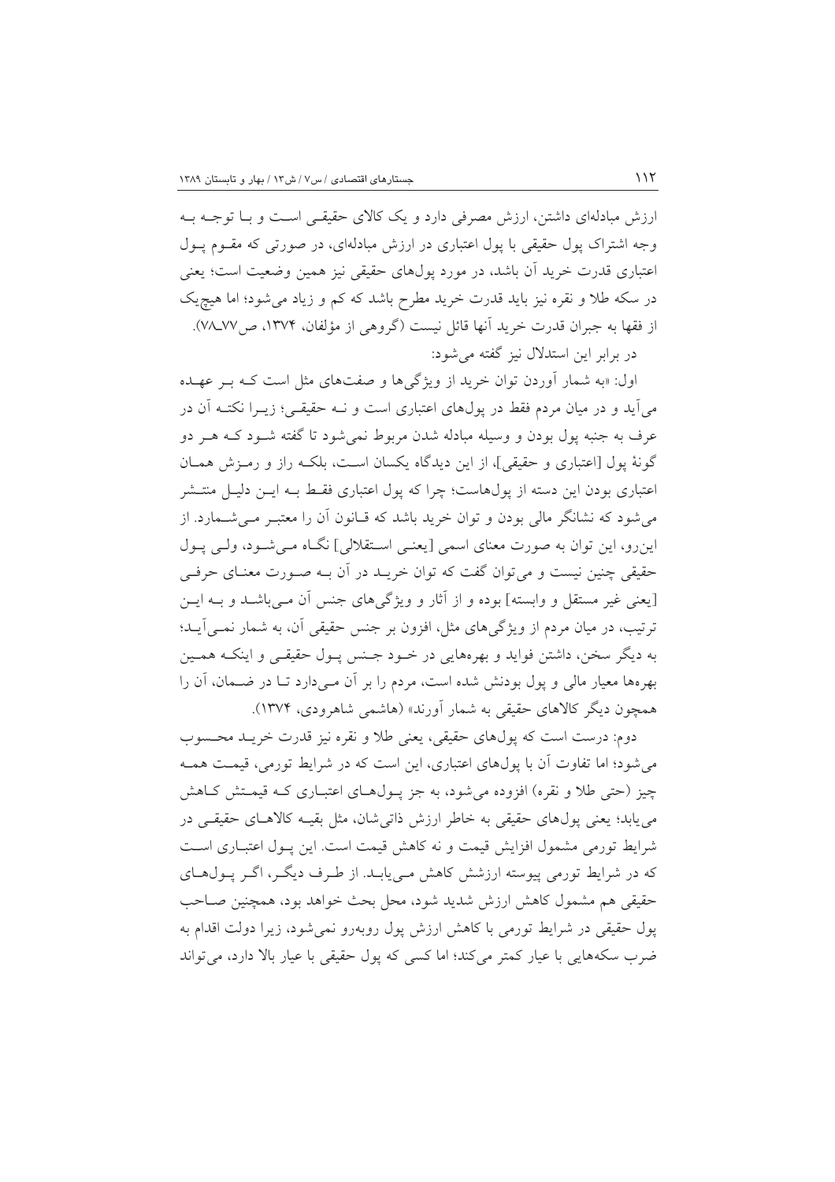ارزش مبادله‌ای داشتن، ارزش مصرفی دارد و یک کالای حقیقی است و با توجه به وجه اشتراک پول حقیقی با پول اعتباری در ارزش مبادله‌ای، در صورتی که مقوم پول اعتباری قدرت خرید آن باشد، در مورد پول‌های حقیقی نیز همین وضعیت است؛ یعنی در سکه طلا و نقره نیز باید قدرت خرید مطرح باشد که کم و زیاد می‌شود؛ اما هیچ‌یک از فقها به جبران قدرت خرید آنها قائل نیست (گروهی از مؤلفان، ۱۳۷۴، ص۷۷ـ۷۸).

در برابر این استدلال نیز گفته می‌شود:

اول: «به شمار آوردن توان خرید از ویژگی‌ها و صفت‌های مثل است که بر عهده می‌آید و در میان مردم فقط در پول‌های اعتباری است و نه حقیقی؛ زیرا نکته آن در عرف به جنبه پول بودن و وسیله مبادله شدن مربوط نمی‌شود تا گفته شود که هر دو گونهٔ پول [اعتباری و حقیقی]، از این دیدگاه یکسان است، بلکه راز و رمزش همان اعتباری بودن این دسته از پول‌هاست؛ چرا که پول اعتباری فقط به این دلیل منتشر می‌شود که نشانگر مالی بودن و توان خرید باشد که قانون آن را معتبر می‌شمارد. از این‌رو، این توان به صورت معنای اسمی [یعنی استقلالی] نگاه می‌شود، ولی پول حقیقی چنین نیست و می‌توان گفت که توان خرید در آن به صورت معنای حرفی [یعنی غیر مستقل و وابسته] بوده و از آثار و ویژگی‌های جنس آن می‌باشد و به این ترتیب، در میان مردم از ویژگی‌های مثل، افزون بر جنس حقیقی آن، به شمار نمی‌آید؛ به دیگر سخن، داشتن فواید و بهره‌هایی در خود جنس پول حقیقی و اینکه همین بهره‌ها معیار مالی و پول بودنش شده است، مردم را بر آن می‌دارد تا در ضمان، آن را همچون دیگر کالاهای حقیقی به شمار آورند» (هاشمی شاهرودی، ۱۳۷۴).

دوم: درست است که پول‌های حقیقی، یعنی طلا و نقره نیز قدرت خرید محسوب می‌شود؛ اما تفاوت آن با پول‌های اعتباری، این است که در شرایط تورمی، قیمت همه چیز (حتی طلا و نقره) افزوده می‌شود، به جز پول‌های اعتباری که قیمتش کاهش می‌یابد؛ یعنی پول‌های حقیقی به خاطر ارزش ذاتی‌شان، مثل بقیه کالاهای حقیقی در شرایط تورمی مشمول افزایش قیمت و نه کاهش قیمت است. این پول اعتباری است که در شرایط تورمی پیوسته ارزشش کاهش می‌یابد. از طرف دیگر، اگر پول‌های حقیقی هم مشمول کاهش ارزش شدید شود، محل بحث خواهد بود، همچنین صاحب پول حقیقی در شرایط تورمی با کاهش ارزش پول روبه‌رو نمی‌شود، زیرا دولت اقدام به ضرب سکه‌هایی با عیار کمتر می‌کند؛ اما کسی که پول حقیقی با عیار بالا دارد، می‌تواند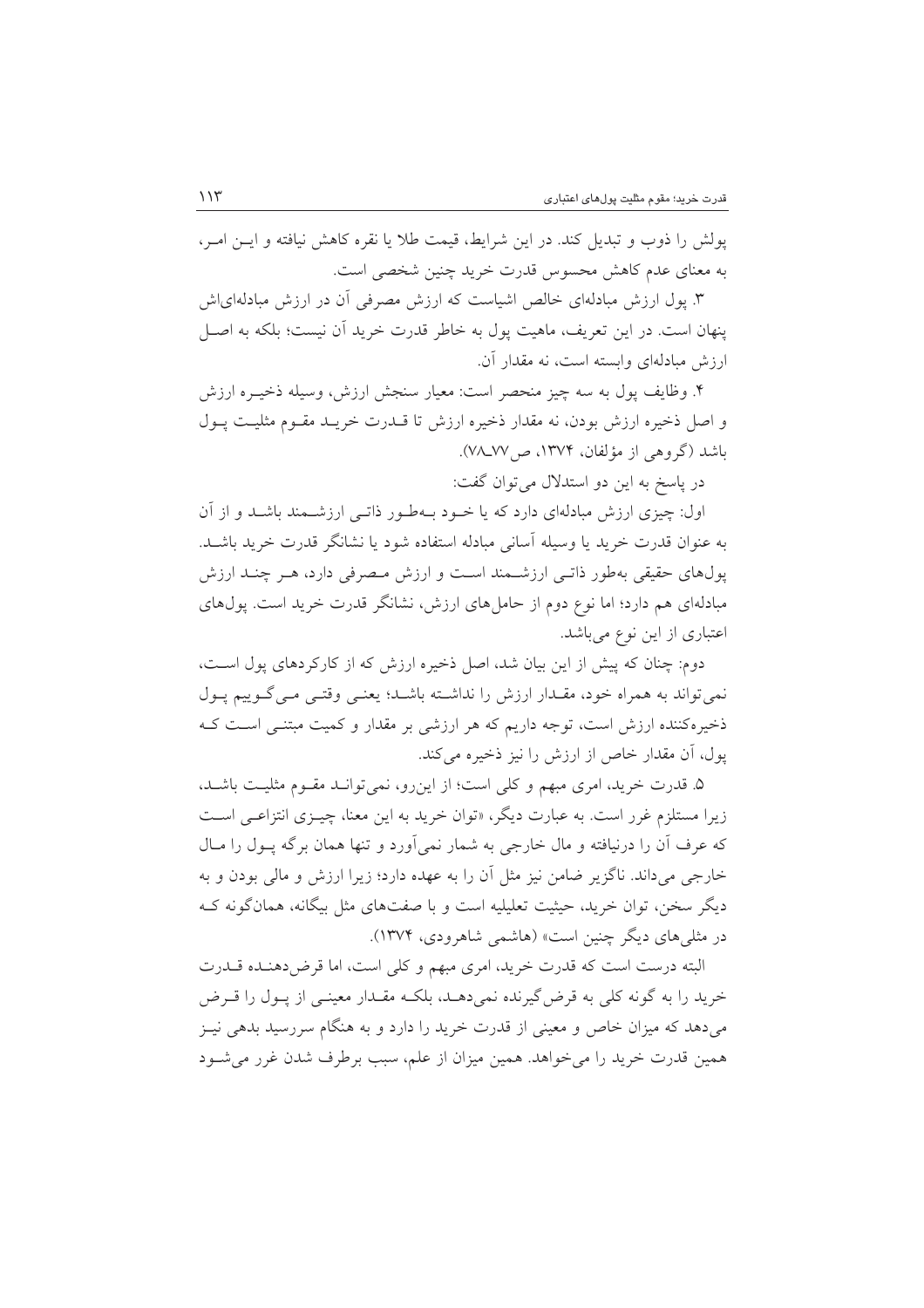پولش را ذوب و تبدیل کند. در این شرایط، قیمت طلا یا نقره کاهش نیافته و ایـن امـر، به معنای عدم کاهش محسوس قدرت خرید چنین شخصی است.

۳. پول ارزش مبادله‌ای خالص اشیاست که ارزش مصرفی آن در ارزش مبادله‌ای‌اش پنهان است. در این تعریف، ماهیت پول به خاطر قدرت خرید آن نیست؛ بلکه به اصـل ارزش مبادله‌ای وابسته است، نه مقدار آن.

۴. وظایف پول به سه چیز منحصر است: معیار سنجش ارزش، وسیله ذخیـره ارزش و اصل ذخیره ارزش بودن، نه مقدار ذخیره ارزش تا قـدرت خریـد مقـوم مثلیـت پـول باشد (گروهی از مؤلفان، ۱۳۷۴، ص۷۷ـ۷۸).

در پاسخ به این دو استدلال می‌توان گفت:

اول: چیزی ارزش مبادله‌ای دارد که یا خـود بـه‌طـور ذاتـی ارزشـمند باشـد و از آن به عنوان قدرت خرید یا وسیله آسانی مبادله استفاده شود یا نشانگر قدرت خرید باشـد. پول‌های حقیقی به‌طور ذاتـی ارزشـمند اسـت و ارزش مـصرفی دارد، هـر چنـد ارزش مبادله‌ای هم دارد؛ اما نوع دوم از حامل‌های ارزش، نشانگر قدرت خرید است. پول‌های اعتباری از این نوع می‌باشد.

دوم: چنان که پیش از این بیان شد، اصل ذخیره ارزش که از کارکردهای پول اسـت، نمی‌تواند به همراه خود، مقـدار ارزش را نداشـته باشـد؛ یعنـی وقتـی مـی‌گـوییم پـول ذخیره‌کننده ارزش است، توجه داریم که هر ارزشی بر مقدار و کمیت مبتنـی اسـت کـه پول، آن مقدار خاص از ارزش را نیز ذخیره می‌کند.

۵. قدرت خرید، امری مبهم و کلی است؛ از این‌رو، نمی‌توانـد مقـوم مثلیـت باشـد، زیرا مستلزم غرر است. به عبارت دیگر، «توان خرید به این معنا، چیـزی انتزاعـی اسـت که عرف آن را درنیافته و مال خارجی به شمار نمی‌آورد و تنها همان برگه پـول را مـال خارجی می‌داند. ناگزیر ضامن نیز مثل آن را به عهده دارد؛ زیرا ارزش و مالی بودن و به دیگر سخن، توان خرید، حیثیت تعلیلیه است و با صفت‌های مثل بیگانه، همان‌گونه کـه در مثلی‌های دیگر چنین است» (هاشمی شاهرودی، ۱۳۷۴).

البته درست است که قدرت خرید، امری مبهم و کلی است، اما قرض‌دهنـده قـدرت خرید را به گونه کلی به قرض‌گیرنده نمی‌دهـد، بلکـه مقـدار معینـی از پـول را قـرض می‌دهد که میزان خاص و معینی از قدرت خرید را دارد و به هنگام سررسید بدهی نیـز همین قدرت خرید را می‌خواهد. همین میزان از علم، سبب برطرف شدن غرر می‌شـود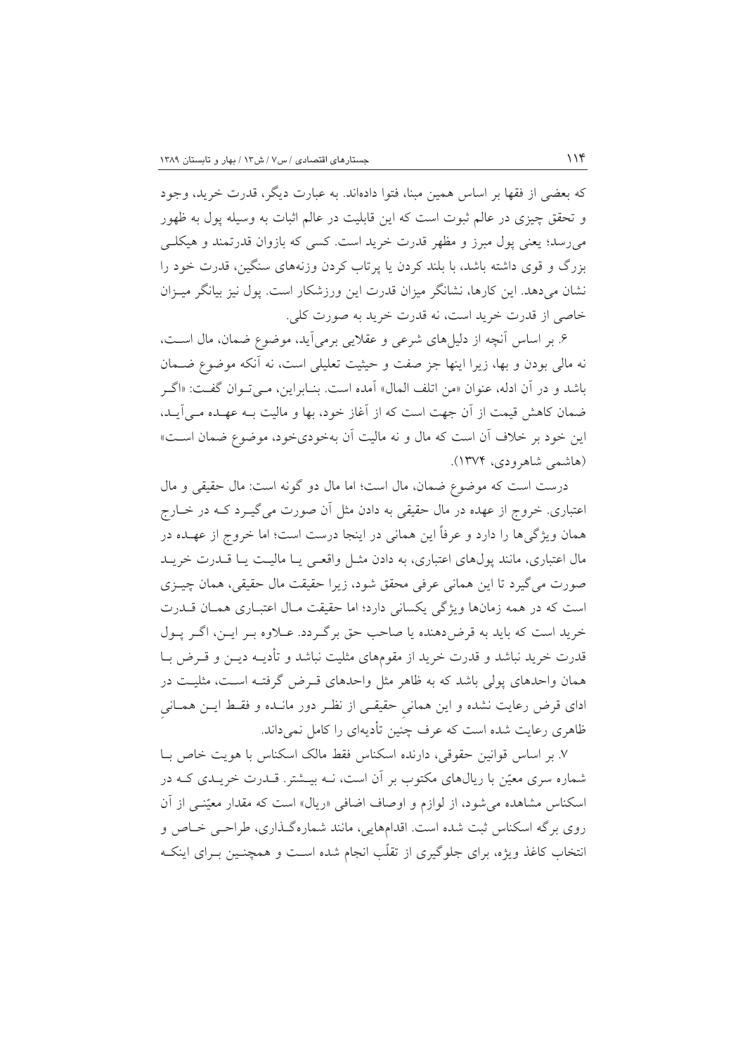که بعضی از فقها بر اساس همین مبنا، فتوا داده‌اند. به عبارت دیگر، قدرت خرید، وجود و تحقق چیزی در عالم ثبوت است که این قابلیت در عالم اثبات به وسیله پول به ظهور می‌رسد؛ یعنی پول مبرز و مظهر قدرت خرید است. کسی که بازوان قدرتمند و هیکلی بزرگ و قوی داشته باشد، با بلند کردن یا پرتاب کردن وزنه‌های سنگین، قدرت خود را نشان می‌دهد. این کارها، نشانگر میزان قدرت این ورزشکار است. پول نیز بیانگر میزان خاصی از قدرت خرید است، نه قدرت خرید به صورت کلی.

۶. بر اساس آنچه از دلیل‌های شرعی و عقلایی برمی‌آید، موضوع ضمان، مال است، نه مالی بودن و بها، زیرا اینها جز صفت و حیثیت تعلیلی است، نه آنکه موضوع ضمان باشد و در آن ادله، عنوان «من اتلف المال» آمده است. بنابراین، می‌توان گفت: «اگر ضمان کاهش قیمت از آن جهت است که از آغاز خود، بها و مالیت به عهده می‌آید، این خود بر خلاف آن است که مال و نه مالیت آن به‌خودی‌خود، موضوع ضمان است» (هاشمی شاهرودی، ۱۳۷۴).

درست است که موضوع ضمان، مال است؛ اما مال دو گونه است: مال حقیقی و مال اعتباری. خروج از عهده در مال حقیقی به دادن مثل آن صورت می‌گیرد که در خارج همان ویژگی‌ها را دارد و عرفاً این همانی در اینجا درست است؛ اما خروج از عهده در مال اعتباری، مانند پول‌های اعتباری، به دادن مثل واقعی یا مالیت یا قدرت خرید صورت می‌گیرد تا این همانی عرفی محقق شود، زیرا حقیقت مال حقیقی، همان چیزی است که در همه زمان‌ها ویژگی یکسانی دارد؛ اما حقیقت مال اعتباری همان قدرت خرید است که باید به قرض‌دهنده یا صاحب حق برگردد. علاوه بر این، اگر پول قدرت خرید نباشد و قدرت خرید از مقوم‌های مثلیت نباشد و تأدیه دین و قرض با همان واحدهای پولی باشد که به ظاهر مثل واحدهای قرض گرفته است، مثلیت در ادای قرض رعایت نشده و این همانیِ حقیقی از نظر دور مانده و فقط این همانیِ ظاهری رعایت شده است که عرف چنین تأدیه‌ای را کامل نمی‌داند.

۷. بر اساس قوانین حقوقی، دارنده اسکناس فقط مالک اسکناس با هویت خاص با شماره سری معیّن با ریال‌های مکتوب بر آن است، نه بیشتر. قدرت خریدی که در اسکناس مشاهده می‌شود، از لوازم و اوصاف اضافی «ریال» است که مقدار معیّنی از آن روی برگه اسکناس ثبت شده است. اقدام‌هایی، مانند شماره‌گذاری، طراحی خاص و انتخاب کاغذ ویژه، برای جلوگیری از تقلّب انجام شده است و همچنین برای اینکه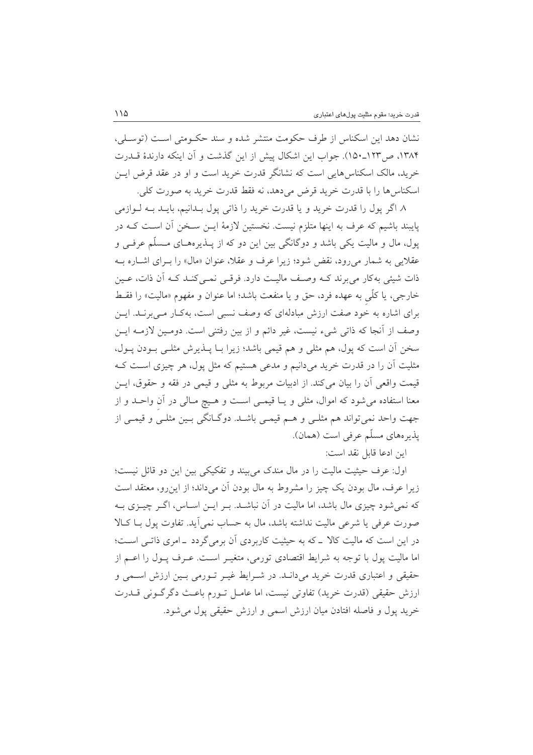نشان دهد این اسکناس از طرف حکومت منتشر شده و سند حکومتی است (توسلی، ۱۳۸۴، ص۱۲۳ـ۱۵۰). جواب این اشکال پیش از این گذشت و آن اینکه دارندهٔ قدرت خرید، مالک اسکناس‌هایی است که نشانگر قدرت خرید است و او در عقد قرض این اسکناس‌ها را با قدرت خرید قرض می‌دهد، نه فقط قدرت خرید به صورت کلی.

۸. اگر پول را قدرت خرید و یا قدرت خرید را ذاتی پول بدانیم، باید به لوازمی پایبند باشیم که عرف به اینها متلزم نیست. نخستین لازمهٔ این سخن آن است که در پول، مال و مالیت یکی باشد و دوگانگی بین این دو که از پذیره‌های مسلّم عرفی و عقلایی به شمار می‌رود، نقض شود؛ زیرا عرف و عقلا، عنوان «مال» را برای اشاره به ذات شیئی به‌کار می‌برند که وصف مالیت دارد. فرقی نمی‌کند که آن ذات، عین خارجی، یا کلّی به عهده فرد، حق و یا منفعت باشد؛ اما عنوان و مفهوم «مالیت» را فقط برای اشاره به خودِ صفت ارزش مبادله‌ای که وصف نسبی است، به‌کار می‌برند. این وصف از آنجا که ذاتی شیء نیست، غیر دائم و از بین رفتنی است. دومین لازمه این سخن آن است که پول، هم مثلی و هم قیمی باشد؛ زیرا با پذیرش مثلی بودن پول، مثلیت آن را در قدرت خرید می‌دانیم و مدعی هستیم که مثل پول، هر چیزی است که قیمت واقعی آن را بیان می‌کند. از ادبیات مربوط به مثلی و قیمی در فقه و حقوق، این معنا استفاده می‌شود که اموال، مثلی و یا قیمی است و هیچ مالی در آنِ واحد و از جهت واحد نمی‌تواند هم مثلی و هم قیمی باشد. دوگانگی بین مثلیِ و قیمی از پذیره‌های مسلّم عرفی است (همان).

این ادعا قابل نقد است:

اول: عرف حیثیت مالیت را در مال مندک می‌بیند و تفکیکی بین این دو قائل نیست؛ زیرا عرف، مال بودن یک چیز را مشروط به مال بودن آن می‌داند؛ از این‌رو، معتقد است که نمی‌شود چیزی مال باشد، اما مالیت در آن نباشد. بر این اساس، اگر چیزی به صورت عرفی یا شرعی مالیت نداشته باشد، مال به حساب نمی‌آید. تفاوت پول با کالا در این است که مالیت کالا ـ که به حیثیت کاربردی آن برمی‌گردد ـ امری ذاتی است؛ اما مالیت پول با توجه به شرایط اقتصادی تورمی، متغیر است. عرف پول را اعم از حقیقی و اعتباری قدرت خرید می‌داند. در شرایط غیر تورمی بین ارزش اسمی و ارزش حقیقی (قدرت خرید) تفاوتی نیست، اما عامل تورم باعث دگرگونی قدرت خرید پول و فاصله افتادن میان ارزش اسمی و ارزش حقیقی پول می‌شود.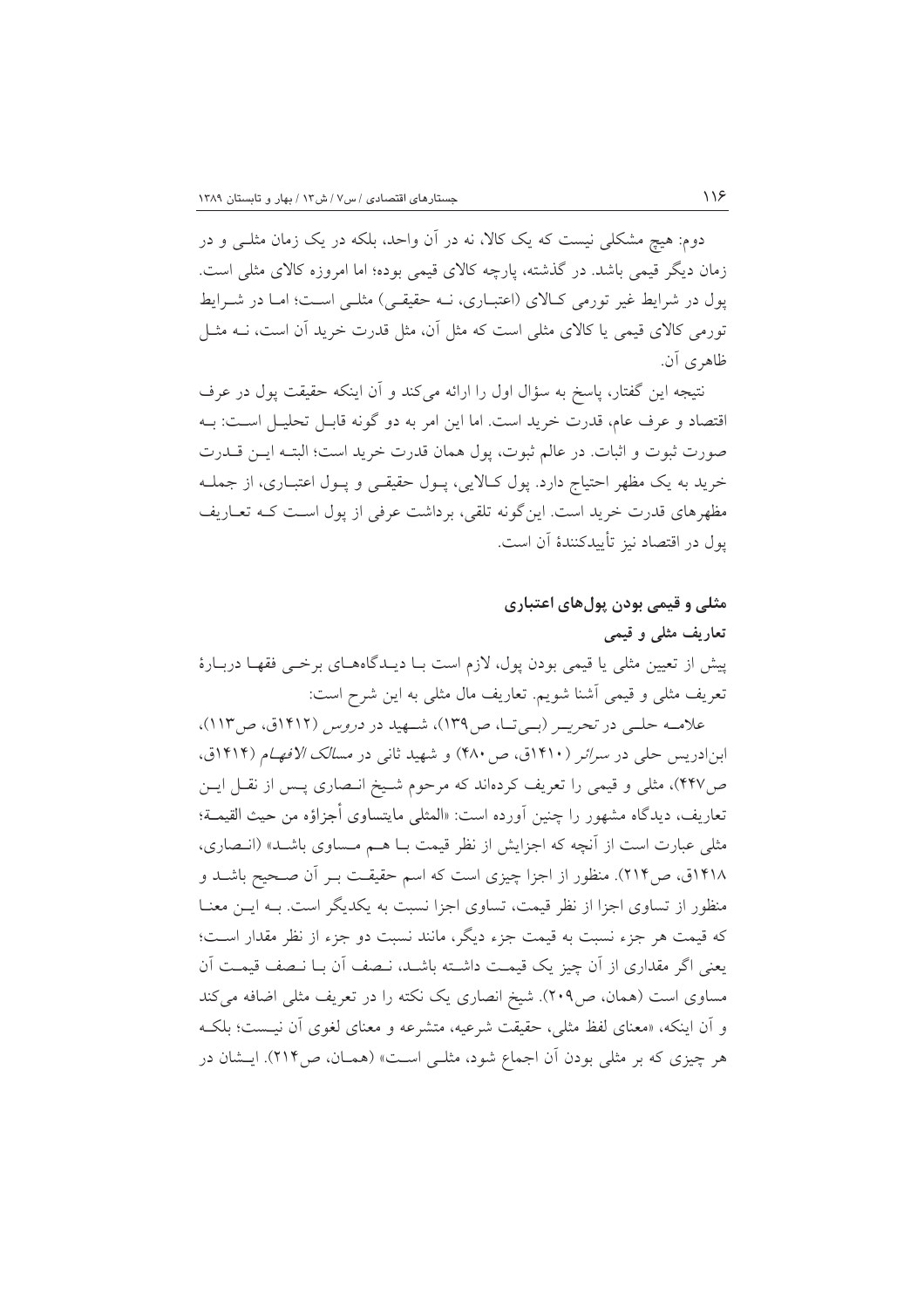دوم: هیچ مشکلی نیست که یک کالا، نه در آن واحد، بلکه در یک زمان مثلی و در زمان دیگر قیمی باشد. در گذشته، پارچه کالای قیمی بوده؛ اما امروزه کالای مثلی است. پول در شرایط غیر تورمی کالای (اعتباری، نه حقیقی) مثلی است؛ اما در شرایط تورمی کالای قیمی یا کالای مثلی است که مثل آن، مثل قدرت خرید آن است، نه مثل ظاهری آن.

نتیجه این گفتار، پاسخ به سؤال اول را ارائه می‌کند و آن اینکه حقیقت پول در عرف اقتصاد و عرف عام، قدرت خرید است. اما این امر به دو گونه قابل تحلیل است: به صورت ثبوت و اثبات. در عالم ثبوت، پول همان قدرت خرید است؛ البته این قدرت خرید به یک مظهر احتیاج دارد. پول کالایی، پول حقیقی و پول اعتباری، از جمله مظهرهای قدرت خرید است. این‌گونه تلقی، برداشت عرفی از پول است که تعاریف پول در اقتصاد نیز تأییدکنندهٔ آن است.

## مثلی و قیمی بودن پول‌های اعتباری

### تعاریف مثلی و قیمی

پیش از تعیین مثلی یا قیمی بودن پول، لازم است با دیدگاه‌های برخی فقها دربارهٔ تعریف مثلی و قیمی آشنا شویم. تعاریف مال مثلی به این شرح است:

علامه حلی در *تحریر* (بی‌تا، ص۱۳۹)، شهید در *دروس* (۱۴۱۲ق، ص۱۱۳)، ابن‌ادریس حلی در *سرائر* (۱۴۱۰ق، ص۴۸۰) و شهید ثانی در *مسالک الافهام* (۱۴۱۴ق، ص۴۴۷)، مثلی و قیمی را تعریف کرده‌اند که مرحوم شیخ انصاری پس از نقل این تعاریف، دیدگاه مشهور را چنین آورده است: «المثلی مایتساوی أجزاؤه من حیث القیمة؛ مثلی عبارت است از آنچه که اجزایش از نظر قیمت با هم مساوی باشد» (انصاری، ۱۴۱۸ق، ص۲۱۴). منظور از اجزا چیزی است که اسم حقیقت بر آن صحیح باشد و منظور از تساوی اجزا از نظر قیمت، تساوی اجزا نسبت به یکدیگر است. به این معنا که قیمت هر جزء نسبت به قیمت جزء دیگر، مانند نسبت دو جزء از نظر مقدار است؛ یعنی اگر مقداری از آن چیز یک قیمت داشته باشد، نصف آن با نصف قیمت آن مساوی است (همان، ص۲۰۹). شیخ انصاری یک نکته را در تعریف مثلی اضافه می‌کند و آن اینکه، «معنای لفظ مثلی، حقیقت شرعیه، متشرعه و معنای لغوی آن نیست؛ بلکه هر چیزی که بر مثلی بودن آن اجماع شود، مثلی است» (همان، ص۲۱۴). ایشان در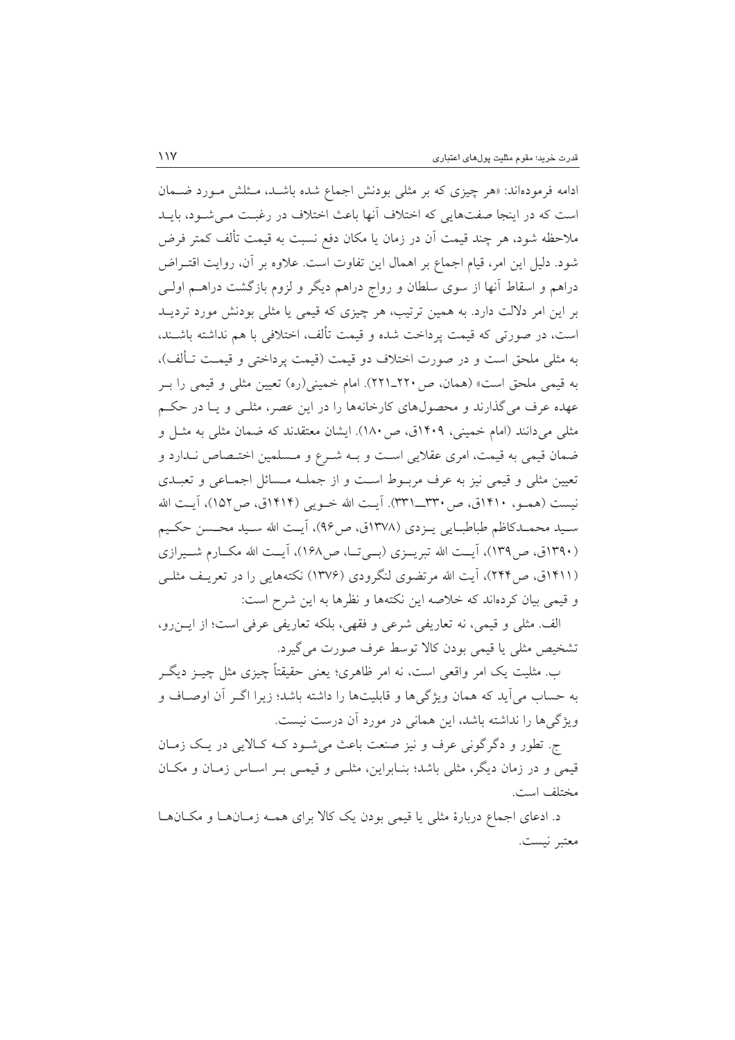ادامه فرموده‌اند: «هر چیزی که بر مثلی بودنش اجماع شده باشد، مثلش مورد ضمان است که در اینجا صفت‌هایی که اختلاف آنها باعث اختلاف در رغبت می‌شود، باید ملاحظه شود، هر چند قیمت آن در زمان یا مکان دفع نسبت به قیمت تألف کمتر فرض شود. دلیل این امر، قیام اجماع بر اهمال این تفاوت است. علاوه بر آن، روایت اقتراض دراهم و اسقاط آنها از سوی سلطان و رواج دراهم دیگر و لزوم بازگشت دراهم اولی بر این امر دلالت دارد. به همین ترتیب، هر چیزی که قیمی یا مثلی بودنش مورد تردید است، در صورتی که قیمت پرداخت شده و قیمت تألف، اختلافی با هم نداشته باشند، به مثلی ملحق است و در صورت اختلاف دو قیمت (قیمت پرداختی و قیمت تألف)، به قیمی ملحق است» (همان، ص۲۲۰ـ۲۲۱). امام خمینی(ره) تعیین مثلی و قیمی را بر عهده عرف می‌گذارند و محصول‌های کارخانه‌ها را در این عصر، مثلی و یا در حکم مثلی می‌دانند (امام خمینی، ۱۴۰۹ق، ص۱۸۰). ایشان معتقدند که ضمان مثلی به مثل و ضمان قیمی به قیمت، امری عقلایی است و به شرع و مسلمین اختصاص ندارد و تعیین مثلی و قیمی نیز به عرف مربوط است و از جمله مسائل اجماعی و تعبدی نیست (همو، ۱۴۱۰ق، ص۳۳۰ـ۳۳۱). آیت الله خویی (۱۴۱۴ق، ص۱۵۲)، آیت الله سید محمدکاظم طباطبایی یزدی (۱۳۷۸ق، ص۹۶)، آیت الله سید محسن حکیم (۱۳۹۰ق، ص۱۳۹)، آیت الله تبریزی (بی‌تا، ص۱۶۸)، آیت الله مکارم شیرازی (۱۴۱۱ق، ص۲۴۴)، آیت الله مرتضوی لنگرودی (۱۳۷۶) نکته‌هایی را در تعریف مثلی و قیمی بیان کرده‌اند که خلاصه این نکته‌ها و نظرها به این شرح است:

الف. مثلی و قیمی، نه تعاریفی شرعی و فقهی، بلکه تعاریفی عرفی است؛ از این‌رو، تشخیص مثلی یا قیمی بودن کالا توسط عرف صورت می‌گیرد.

ب. مثلیت یک امر واقعی است، نه امر ظاهری؛ یعنی حقیقتاً چیزی مثل چیز دیگر به حساب می‌آید که همان ویژگی‌ها و قابلیت‌ها را داشته باشد؛ زیرا اگر آن اوصاف و ویژگی‌ها را نداشته باشد، این همانی در مورد آن درست نیست.

ج. تطور و دگرگونی عرف و نیز صنعت باعث می‌شود که کالایی در یک زمان قیمی و در زمان دیگر، مثلی باشد؛ بنابراین، مثلی و قیمی بر اساس زمان و مکان مختلف است.

د. ادعای اجماع دربارهٔ مثلی یا قیمی بودن یک کالا برای همه زمان‌ها و مکان‌ها معتبر نیست.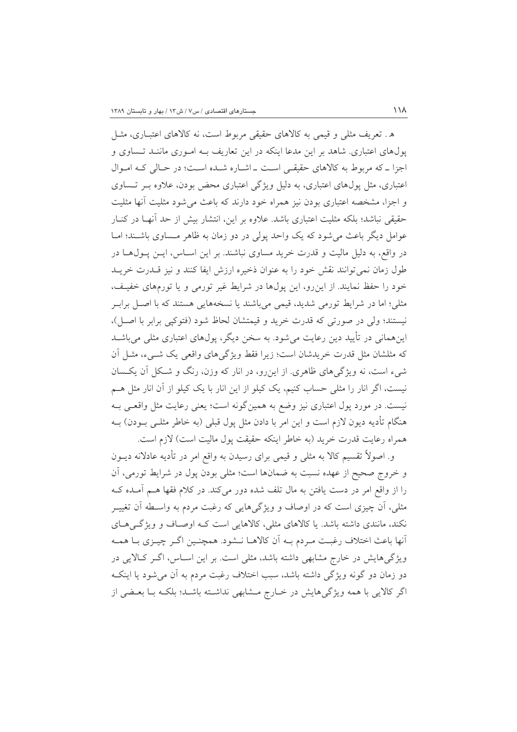هـ . تعریف مثلی و قیمی به کالاهای حقیقی مربوط است، نه کالاهای اعتباری، مثل پول‌های اعتباری. شاهد بر این مدعا اینکه در این تعاریف بـه امـوری ماننـد تـساوی و اجزا ـ که مربوط به کالاهای حقیقـی اسـت ـ اشـاره شـده اسـت؛ در حـالی کـه امـوال اعتباری، مثل پول‌های اعتباری، به دلیل ویژگی اعتباری محض بودن، علاوه بـر تـساوی و اجزا، مشخصه اعتباری بودن نیز همراه خود دارند که باعث می‌شود مثلیت آنها مثلیت حقیقی نباشد؛ بلکه مثلیت اعتباری باشد. علاوه بر این، انتشار بیش از حد آنهـا در کنـار عوامل دیگر باعث می‌شود که یک واحد پولی در دو زمان به ظاهر مـساوی باشـند؛ امـا در واقع، به دلیل مالیت و قدرت خرید مساوی نباشند. بر این اسـاس، ایـن پـول‌هـا در طول زمان نمی‌توانند نقش خود را به عنوان ذخیره ارزش ایفا کنند و نیز قـدرت خریـد خود را حفظ نمایند. از این‌رو، این پول‌ها در شرایط غیر تورمی و یا تورم‌های خفیـف، مثلی؛ اما در شرایط تورمی شدید، قیمی می‌باشند یا نسخه‌هایی هستند که با اصـل برابـر نیستند؛ ولی در صورتی که قدرت خرید و قیمتشان لحاظ شود (فتوکپی برابر با اصـل)، این‌همانی در تأیید دین رعایت می‌شود. به سخن دیگر، پول‌های اعتباری مثلی می‌باشـد که مثلشان مثل قدرت خریدشان است؛ زیرا فقط ویژگی‌های واقعی یک شـیء، مثـل آن شیء است، نه ویژگی‌های ظاهری. از این‌رو، در انار که وزن، رنگ و شـکل آن یکـسان نیست، اگر انار را مثلی حساب کنیم، یک کیلو از این انار با یک کیلو از آن انار مثل هـم نیست. در مورد پول اعتباری نیز وضع به همین‌گونه است؛ یعنی رعایت مثل واقعـی بـه هنگام تأدیه دیون لازم است و این امر با دادن مثل پول قبلی (به خاطر مثلـی بـودن) بـه همراه رعایت قدرت خرید (به خاطر اینکه حقیقت پول مالیت است) لازم است.

و. اصولاً تقسیم کالا به مثلی و قیمی برای رسیدن به واقع امر در تأدیه عادلانه دیـون و خروج صحیح از عهده نسبت به ضمان‌ها است؛ مثلی بودن پول در شرایط تورمی، آن را از واقع امر در دست یافتن به مال تلف شده دور دور می‌کند. در کلام فقها هـم آمـده کـه مثلی، آن چیزی است که در اوصاف و ویژگی‌هایی که رغبت مردم به واسـطه آن تغییـر نکند، مانندی داشته باشد. یا کالاهای مثلی، کالاهایی است کـه اوصـاف و ویژگـی‌هـای آنها باعث اختلاف رغبـت مـردم بـه آن کالاهـا نـشود. همچنـین اگـر چیـزی بـا همـه ویژگی‌هایش در خارج مشابهی داشته باشد، مثلی است. بر این اسـاس، اگـر کـالایی در دو زمان دو گونه ویژگی داشته باشد، سبب اختلاف رغبت مردم به آن می‌شود یا اینکـه اگر کالایی با همه ویژگی‌هایش در خـارج مـشابهی نداشـته باشـد؛ بلکـه بـا بعـضی از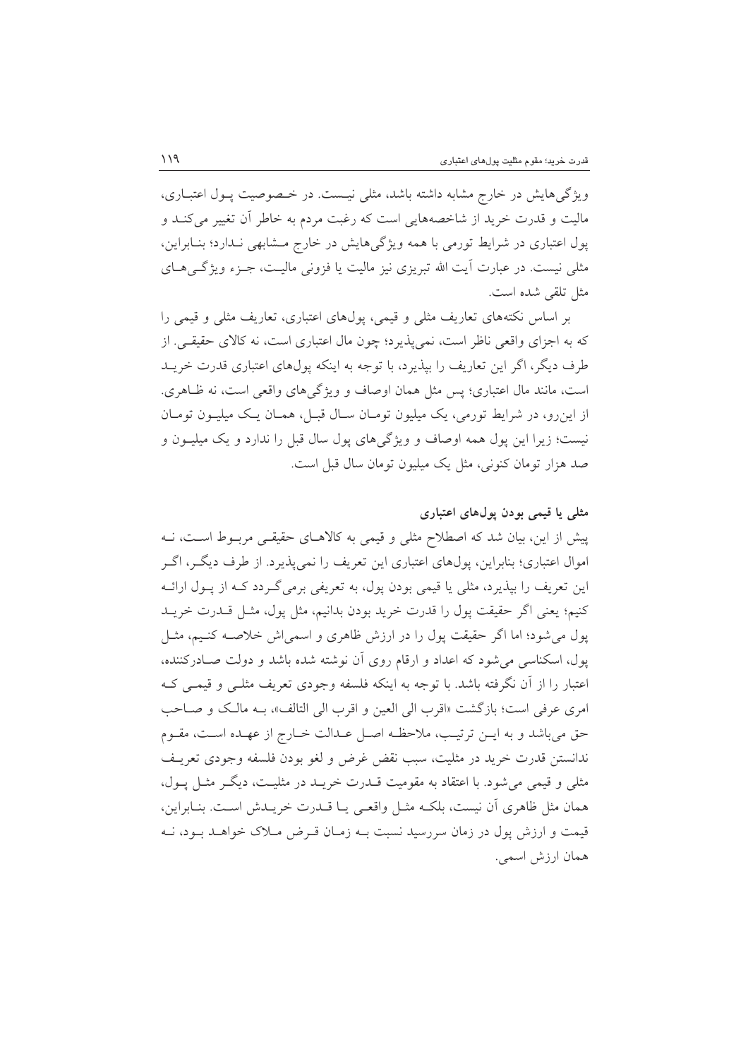ویژگی‌هایش در خارج مشابه داشته باشد، مثلی نیست. در خصوصیت پول اعتباری، مالیت و قدرت خرید از شاخصه‌هایی است که رغبت مردم به خاطر آن تغییر می‌کند و پول اعتباری در شرایط تورمی با همه ویژگی‌هایش در خارج مشابهی ندارد؛ بنابراین، مثلی نیست. در عبارت آیت الله تبریزی نیز مالیت یا فزونی مالیت، جزء ویژگی‌های مثل تلقی شده است.

بر اساس نکته‌های تعاریف مثلی و قیمی، پول‌های اعتباری، تعاریف مثلی و قیمی را که به اجزای واقعی ناظر است، نمی‌پذیرد؛ چون مال اعتباری است، نه کالای حقیقی. از طرف دیگر، اگر این تعاریف را بپذیرد، با توجه به اینکه پول‌های اعتباری قدرت خرید است، مانند مال اعتباری؛ پس مثل همان اوصاف و ویژگی‌های واقعی است، نه ظاهری. از این‌رو، در شرایط تورمی، یک میلیون تومان سال قبل، همان یک میلیون تومان نیست؛ زیرا این پول همه اوصاف و ویژگی‌های پول سال قبل را ندارد و یک میلیون و صد هزار تومان کنونی، مثل یک میلیون تومان سال قبل است.

**مثلی یا قیمی بودن پول‌های اعتباری**

پیش از این، بیان شد که اصطلاح مثلی و قیمی به کالاهای حقیقی مربوط است، نه اموال اعتباری؛ بنابراین، پول‌های اعتباری این تعریف را نمی‌پذیرد. از طرف دیگر، اگر این تعریف را بپذیرد، مثلی یا قیمی بودن پول، به تعریفی برمی‌گردد که از پول ارائه کنیم؛ یعنی اگر حقیقت پول را قدرت خرید بودن بدانیم، مثل پول، مثل قدرت خرید پول می‌شود؛ اما اگر حقیقت پول را در ارزش ظاهری و اسمی‌اش خلاصه کنیم، مثل پول، اسکناسی می‌شود که اعداد و ارقام روی آن نوشته شده باشد و دولت صادرکننده، اعتبار را از آن نگرفته باشد. با توجه به اینکه فلسفه وجودی تعریف مثلی و قیمی که امری عرفی است؛ بازگشت «اقرب الی العین و اقرب الی التالف»، به مالک و صاحب حق می‌باشد و به این ترتیب، ملاحظه اصل عدالت خارج از عهده است، مقوم ندانستن قدرت خرید در مثلیت، سبب نقض غرض و لغو بودن فلسفه وجودی تعریف مثلی و قیمی می‌شود. با اعتقاد به مقومیت قدرت خرید در مثلیت، دیگر مثل پول، همان مثل ظاهری آن نیست، بلکه مثل واقعی یا قدرت خریدش است. بنابراین، قیمت و ارزش پول در زمان سررسید نسبت به زمان قرض ملاک خواهد بود، نه همان ارزش اسمی.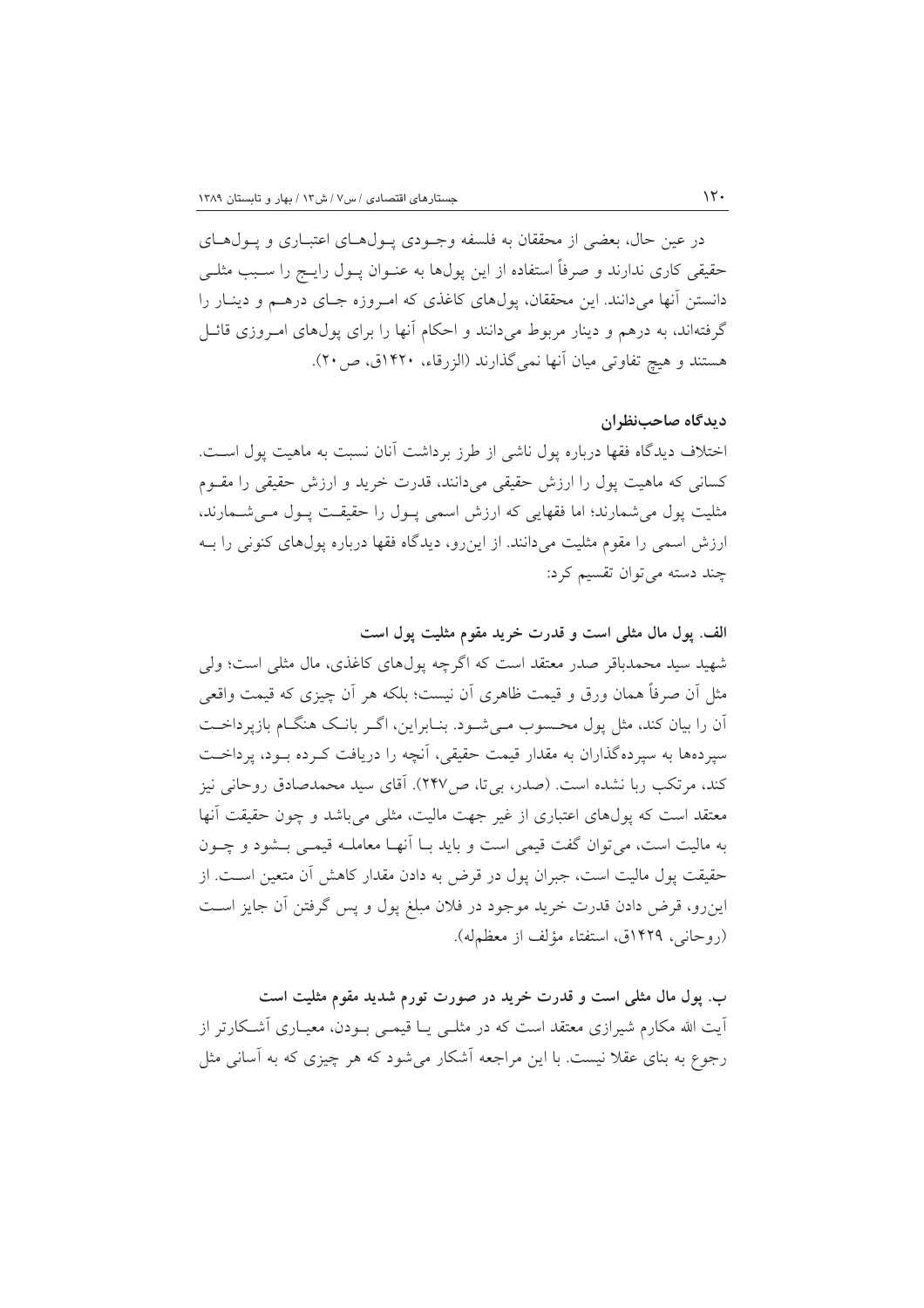در عین حال، بعضی از محققان به فلسفه وجـودی پـول‌هـای اعتبـاری و پـول‌هـای حقیقی کاری ندارند و صرفاً استفاده از این پول‌ها به عنـوان پـول رایـج را سـبب مثلـی دانستن آنها می‌دانند. این محققان، پول‌های کاغذی که امـروزه جـای درهـم و دینـار را گرفته‌اند، به درهم و دینار مربوط می‌دانند و احکام آنها را برای پول‌های امـروزی قائـل هستند و هیچ تفاوتی میان آنها نمی‌گذارند (الزرقاء، ۱۴۲۰ق، ص۲۰).

### دیدگاه صاحب‌نظران

اختلاف دیدگاه فقها درباره پول ناشی از طرز برداشت آنان نسبت به ماهیت پول اسـت. کسانی که ماهیت پول را ارزش حقیقی می‌دانند، قدرت خرید و ارزش حقیقی را مقـوم مثلیت پول می‌شمارند؛ اما فقهایی که ارزش اسمی پـول را حقیقـت پـول مـی‌شـمارند، ارزش اسمی را مقوم مثلیت می‌دانند. از این‌رو، دیدگاه فقها درباره پول‌های کنونی را بـه چند دسته می‌توان تقسیم کرد:

**الف. پول مال مثلی است و قدرت خرید مقوم مثلیت پول است**

شهید سید محمدباقر صدر معتقد است که اگرچه پول‌های کاغذی، مال مثلی است؛ ولی مثل آن صرفاً همان ورق و قیمت ظاهری آن نیست؛ بلکه هر آن چیزی که قیمت واقعی آن را بیان کند، مثل پول محـسوب مـی‌شـود. بنـابراین، اگـر بانـک هنگـام بازپرداخـت سپرده‌ها به سپرده‌گذاران به مقدار قیمت حقیقی، آنچه را دریافت کـرده بـود، پرداخـت کند، مرتکب ربا نشده است. (صدر، بی‌تا، ص۲۴۷). آقای سید محمدصادق روحانی نیز معتقد است که پول‌های اعتباری از غیر جهت مالیت، مثلی می‌باشد و چون حقیقت آنها به مالیت است، می‌توان گفت قیمی است و باید بـا آنهـا معاملـه قیمـی بـشود و چـون حقیقت پول مالیت است، جبران پول در قرض به دادن مقدار کاهش آن متعین اسـت. از این‌رو، قرض دادن قدرت خرید موجود در فلان مبلغ پول و پس گرفتن آن جایز اسـت (روحانی، ۱۴۲۹ق، استفتاء مؤلف از معظم‌له).

**ب. پول مال مثلی است و قدرت خرید در صورت تورم شدید مقوم مثلیت است**

آیت الله مکارم شیرازی معتقد است که در مثلـی یـا قیمـی بـودن، معیـاری آشـکارتر از رجوع به بنای عقلا نیست. با این مراجعه آشکار می‌شود که هر چیزی که به آسانی مثل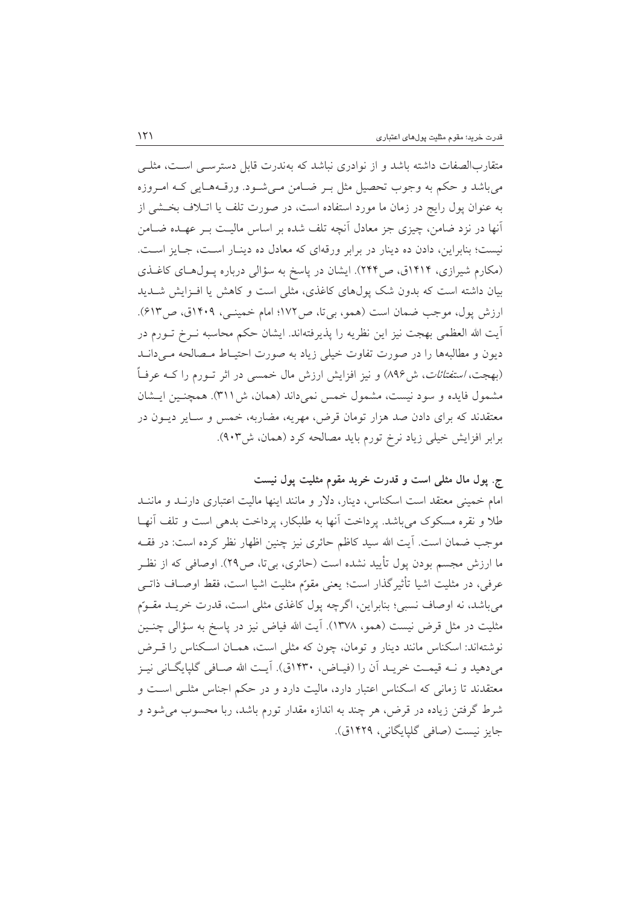متقارب‌الصفات داشته باشد و از نوادری نباشد که به‌ندرت قابل دسترسی است، مثلی می‌باشد و حکم به وجوب تحصیل مثل بر ضامن می‌شود. ورقه‌هایی که امروزه به عنوان پول رایج در زمان ما مورد استفاده است، در صورت تلف یا اتلاف بخشی از آنها در نزد ضامن، چیزی جز معادل آنچه تلف شده بر اساس مالیت بر عهده ضامن نیست؛ بنابراین، دادن ده دینار در برابر ورقه‌ای که معادل ده دینار است، جایز است. (مکارم شیرازی، ۱۴۱۴ق، ص۲۴۴). ایشان در پاسخ به سؤالی درباره پول‌های کاغذی بیان داشته است که بدون شک پول‌های کاغذی، مثلی است و کاهش یا افزایش شدید ارزش پول، موجب ضمان است (همو، بی‌تا، ص۱۷۲؛ امام خمینی، ۱۴۰۹ق، ص۶۱۳). آیت الله العظمی بهجت نیز این نظریه را پذیرفته‌اند. ایشان حکم محاسبه نرخ تورم در دیون و مطالبه‌ها را در صورت تفاوت خیلی زیاد به صورت احتیاط مصالحه می‌داند (بهجت، *استفتائات*، ش۸۹۶) و نیز افزایش ارزش مال خمسی در اثر تورم را که عرفاً مشمول فایده و سود نیست، مشمول خمس نمی‌داند (همان، ش۳۱۱). همچنین ایشان معتقدند که برای دادن صد هزار تومان قرض، مهریه، مضاربه، خمس و سایر دیون در برابر افزایش خیلی زیاد نرخ تورم باید مصالحه کرد (همان، ش۹۰۳).

### ج. پول مال مثلی است و قدرت خرید مقوم مثلیت پول نیست

امام خمینی معتقد است اسکناس، دینار، دلار و مانند اینها مالیت اعتباری دارند و مانند طلا و نقره مسکوک می‌باشد. پرداخت آنها به طلبکار، پرداخت بدهی است و تلف آنها موجب ضمان است. آیت الله سید کاظم حائری نیز چنین اظهار نظر کرده است: در فقه ما ارزش مجسم بودن پول تأیید نشده است (حائری، بی‌تا، ص۲۹). اوصافی که از نظر عرفی، در مثلیت اشیا تأثیرگذار است؛ یعنی مقوّم مثلیت اشیا است، فقط اوصاف ذاتی می‌باشد، نه اوصاف نسبی؛ بنابراین، اگرچه پول کاغذی مثلی است، قدرت خرید مقوّم مثلیت در مثل قرض نیست (همو، ۱۳۷۸). آیت الله فیاض نیز در پاسخ به سؤالی چنین نوشته‌اند: اسکناس مانند دینار و تومان، چون که مثلی است، همان اسکناس را قرض می‌دهید و نه قیمت خرید آن را (فیاض، ۱۴۳۰ق). آیت الله صافی گلپایگانی نیز معتقدند تا زمانی که اسکناس اعتبار دارد، مالیت دارد و در حکم اجناس مثلی است و شرط گرفتن زیاده در قرض، هر چند به اندازه مقدار تورم باشد، ربا محسوب می‌شود و جایز نیست (صافی گلپایگانی، ۱۴۲۹ق).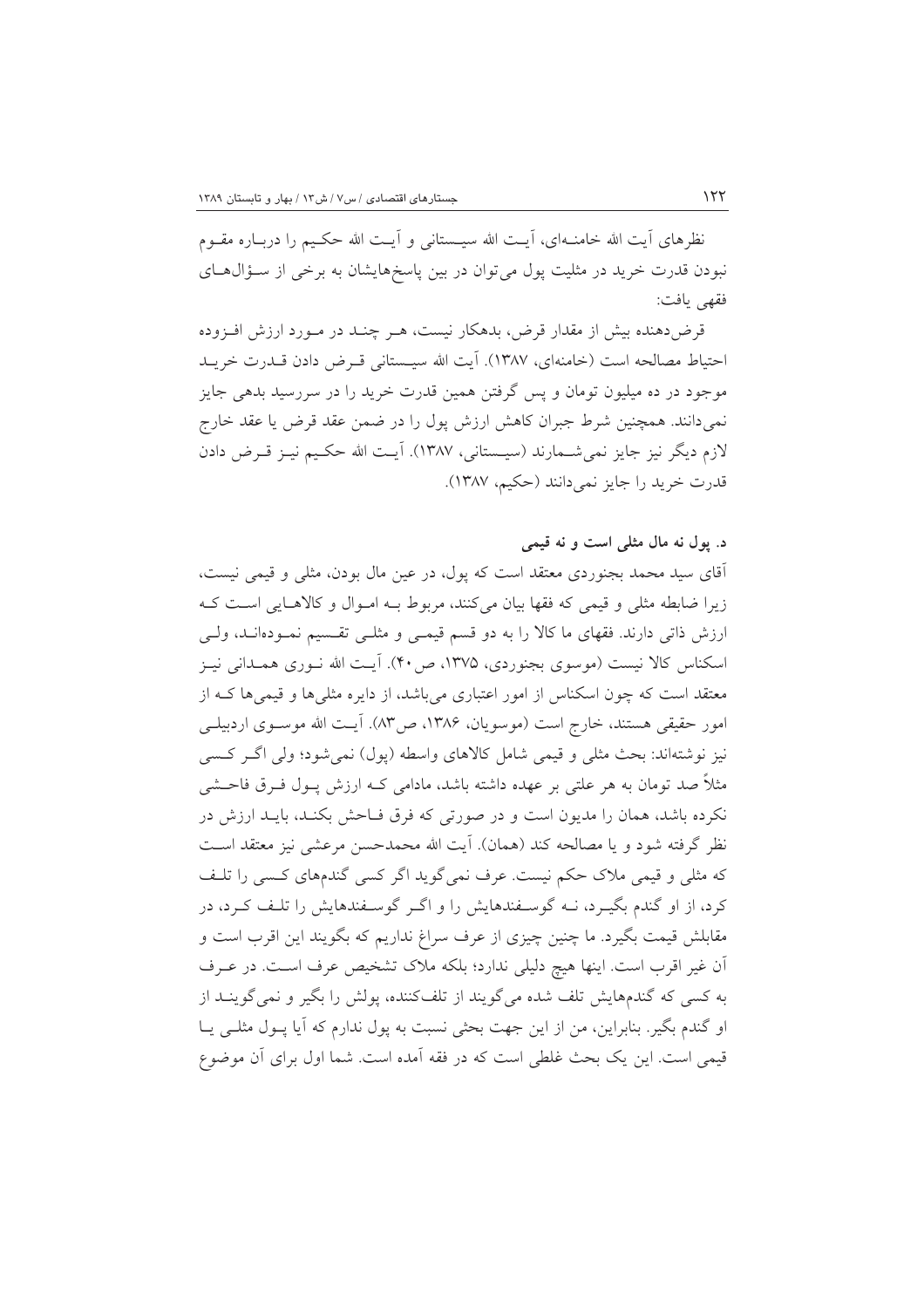نظرهای آیت الله خامنه‌ای، آیت الله سیستانی و آیت الله حکیم را درباره مقوم نبودن قدرت خرید در مثلیت پول می‌توان در بین پاسخ‌هایشان به برخی از سؤال‌های فقهی یافت:

قرض‌دهنده بیش از مقدار قرض، بدهکار نیست، هر چند در مورد ارزش افزوده احتیاط مصالحه است (خامنه‌ای، ۱۳۸۷). آیت الله سیستانی قرض دادن قدرت خرید موجود در ده میلیون تومان و پس گرفتن همین قدرت خرید را در سررسید بدهی جایز نمی‌دانند. همچنین شرط جبران کاهش ارزش پول را در ضمن عقد قرض یا عقد خارج لازم دیگر نیز جایز نمی‌شمارند (سیستانی، ۱۳۸۷). آیت الله حکیم نیز قرض دادن قدرت خرید را جایز نمی‌دانند (حکیم، ۱۳۸۷).

### د. پول نه مال مثلی است و نه قیمی

آقای سید محمد بجنوردی معتقد است که پول، در عین مال بودن، مثلی و قیمی نیست، زیرا ضابطه مثلی و قیمی که فقها بیان می‌کنند، مربوط به اموال و کالاهایی است که ارزش ذاتی دارند. فقهای ما کالا را به دو قسم قیمی و مثلی تقسیم نموده‌اند، ولی اسکناس کالا نیست (موسوی بجنوردی، ۱۳۷۵، ص۴۰). آیت الله نوری همدانی نیز معتقد است که چون اسکناس از امور اعتباری می‌باشد، از دایره مثلی‌ها و قیمی‌ها که از امور حقیقی هستند، خارج است (موسویان، ۱۳۸۶، ص۸۳). آیت الله موسوی اردبیلی نیز نوشته‌اند: بحث مثلی و قیمی شامل کالاهای واسطه (پول) نمی‌شود؛ ولی اگر کسی مثلاً صد تومان به هر علتی بر عهده داشته باشد، مادامی که ارزش پول فرق فاحشی نکرده باشد، همان را مدیون است و در صورتی که فرق فاحش بکند، باید ارزش در نظر گرفته شود و یا مصالحه کند (همان). آیت الله محمدحسن مرعشی نیز معتقد است که مثلی و قیمی ملاک حکم نیست. عرف نمی‌گوید اگر کسی گندم‌های کسی را تلف کرد، از او گندم بگیرد، نه گوسفندهایش را و اگر گوسفندهایش را تلف کرد، در مقابلش قیمت بگیرد. ما چنین چیزی از عرف سراغ نداریم که بگویند این اقرب است و آن غیر اقرب است. اینها هیچ دلیلی ندارد؛ بلکه ملاک تشخیص عرف است. در عرف به کسی که گندم‌هایش تلف شده می‌گویند از تلف‌کننده، پولش را بگیر و نمی‌گویند از او گندم بگیر. بنابراین، من از این جهت بحثی نسبت به پول ندارم که آیا پول مثلی یا قیمی است. این یک بحث غلطی است که در فقه آمده است. شما اول برای آن موضوع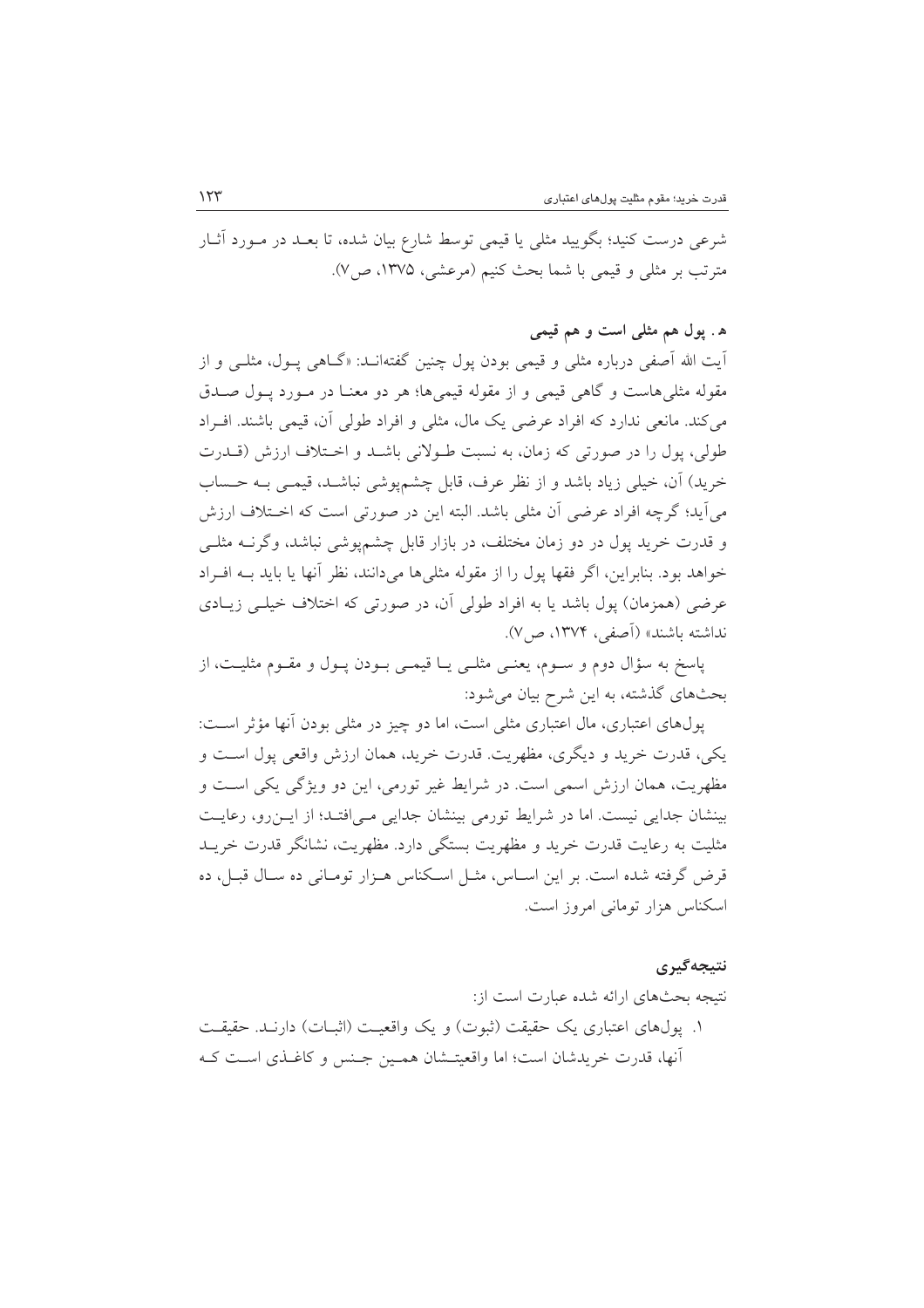شرعی درست کنید؛ بگویید مثلی یا قیمی توسط شارع بیان شده، تا بعد در مورد آثار مترتب بر مثلی و قیمی با شما بحث کنیم (مرعشی، ۱۳۷۵، ص۷).

### هـ. پول هم مثلی است و هم قیمی

آیت الله آصفی درباره مثلی و قیمی بودن پول چنین گفته‌اند: «گاهی پول، مثلی و از مقوله مثلی‌هاست و گاهی قیمی و از مقوله قیمی‌ها؛ هر دو معنا در مورد پول صدق می‌کند. مانعی ندارد که افراد عرضی یک مال، مثلی و افراد طولی آن، قیمی باشند. افراد طولی، پول را در صورتی که زمان، به نسبت طولانی باشد و اختلاف ارزش (قدرت خرید) آن، خیلی زیاد باشد و از نظر عرف، قابل چشم‌پوشی نباشد، قیمی به حساب می‌آید؛ گرچه افراد عرضی آن مثلی باشد. البته این در صورتی است که اختلاف ارزش و قدرت خرید پول در دو زمان مختلف، در بازار قابل چشم‌پوشی نباشد، وگرنه مثلی خواهد بود. بنابراین، اگر فقها پول را از مقوله مثلی‌ها می‌دانند، نظر آنها یا باید به افراد عرضی (همزمان) پول باشد یا به افراد طولی آن، در صورتی که اختلاف خیلی زیادی نداشته باشند» (آصفی، ۱۳۷۴، ص۷).

پاسخ به سؤال دوم و سوم، یعنی مثلی یا قیمی بودن پول و مقوم مثلیت، از بحث‌های گذشته، به این شرح بیان می‌شود:

پول‌های اعتباری، مال اعتباری مثلی است، اما دو چیز در مثلی بودن آنها مؤثر است: یکی، قدرت خرید و دیگری، مظهریت. قدرت خرید، همان ارزش واقعی پول است و مظهریت، همان ارزش اسمی است. در شرایط غیر تورمی، این دو ویژگی یکی است و بینشان جدایی نیست. اما در شرایط تورمی بینشان جدایی می‌افتد؛ از این‌رو، رعایت مثلیت به رعایت قدرت خرید و مظهریت بستگی دارد. مظهریت، نشانگر قدرت خرید قرض گرفته شده است. بر این اساس، مثل اسکناس هزار تومانی ده سال قبل، ده اسکناس هزار تومانی امروز است.

## نتیجه‌گیری

نتیجه بحث‌های ارائه شده عبارت است از:

۱. پول‌های اعتباری یک حقیقت (ثبوت) و یک واقعیت (اثبات) دارند. حقیقت آنها، قدرت خریدشان است؛ اما واقعیتشان همین جنس و کاغذی است که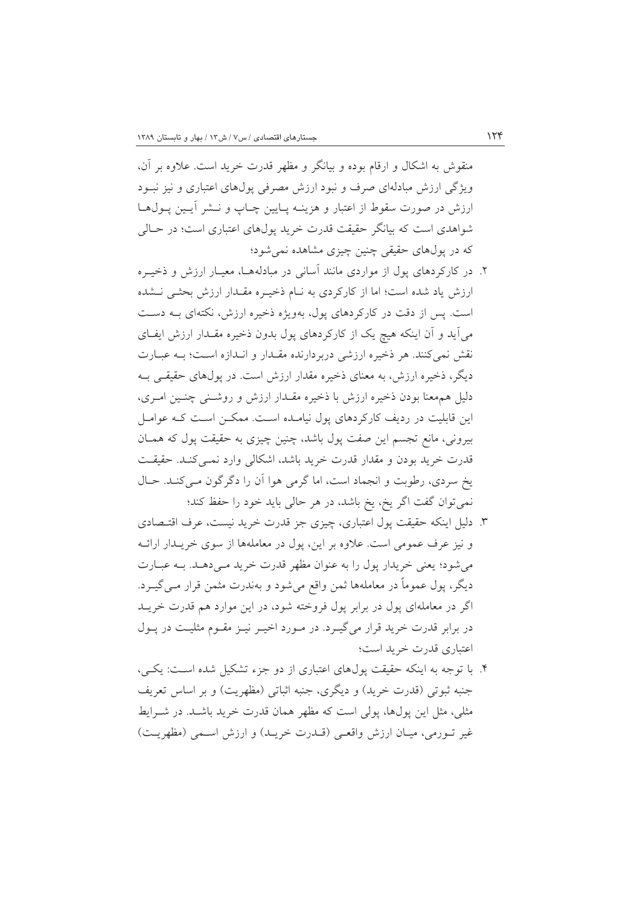منقوش به اشکال و ارقام بوده و بیانگر و مظهر قدرت خرید است. علاوه بر آن، ویژگی ارزش مبادله‌ای صرف و نبود ارزش مصرفی پول‌های اعتباری و نیز نبود ارزش در صورت سقوط از اعتبار و هزینه پایین چاپ و نشر آیین پول‌ها شواهدی است که بیانگر حقیقت قدرت خرید پول‌های اعتباری است؛ در حالی که در پول‌های حقیقی چنین چیزی مشاهده نمی‌شود؛

۲. در کارکردهای پول از مواردی مانند آسانی در مبادله‌ها، معیار ارزش و ذخیره ارزش یاد شده است؛ اما از کارکردی به نام ذخیره مقدار ارزش بحثی نشده است. پس از دقت در کارکردهای پول، به‌ویژه ذخیره ارزش، نکته‌ای به دست می‌آید و آن اینکه هیچ یک از کارکردهای پول بدون ذخیره مقدار ارزش ایفای نقش نمی‌کنند. هر ذخیره ارزشی دربردارنده مقدار و اندازه است؛ به عبارت دیگر، ذخیره ارزش، به معنای ذخیره مقدار ارزش است. در پول‌های حقیقی به دلیل هم‌معنا بودن ذخیره ارزش با ذخیره مقدار ارزش و روشنی چنین امری، این قابلیت در ردیف کارکردهای پول نیامده است. ممکن است که عوامل بیرونی، مانع تجسم این صفت پول باشد، چنین چیزی به حقیقت پول که همان قدرت خرید بودن و مقدار قدرت خرید باشد، اشکالی وارد نمی‌کند. حقیقت یخ سردی، رطوبت و انجماد است، اما گرمی هوا آن را دگرگون می‌کند. حال نمی‌توان گفت اگر یخ، یخ باشد، در هر حالی باید خود را حفظ کند؛

۳. دلیل اینکه حقیقت پول اعتباری، چیزی جز قدرت خرید نیست، عرف اقتصادی و نیز عرف عمومی است. علاوه بر این، پول در معامله‌ها از سوی خریدار ارائه می‌شود؛ یعنی خریدار پول را به عنوان مظهر قدرت خرید می‌دهد. به عبارت دیگر، پول عموماً در معامله‌ها ثمن واقع می‌شود و به‌ندرت مثمن قرار می‌گیرد. اگر در معامله‌ای پول در برابر پول فروخته شود، در این موارد هم قدرت خرید در برابر قدرت خرید قرار می‌گیرد. در مورد اخیر نیز مقوم مثلیت در پول اعتباری قدرت خرید است؛

۴. با توجه به اینکه حقیقت پول‌های اعتباری از دو جزء تشکیل شده است: یکی، جنبه ثبوتی (قدرت خرید) و دیگری، جنبه اثباتی (مظهریت) و بر اساس تعریف مثلی، مثل این پول‌ها، پولی است که مظهر همان قدرت خرید باشد. در شرایط غیر تورمی، میان ارزش واقعی (قدرت خرید) و ارزش اسمی (مظهریت)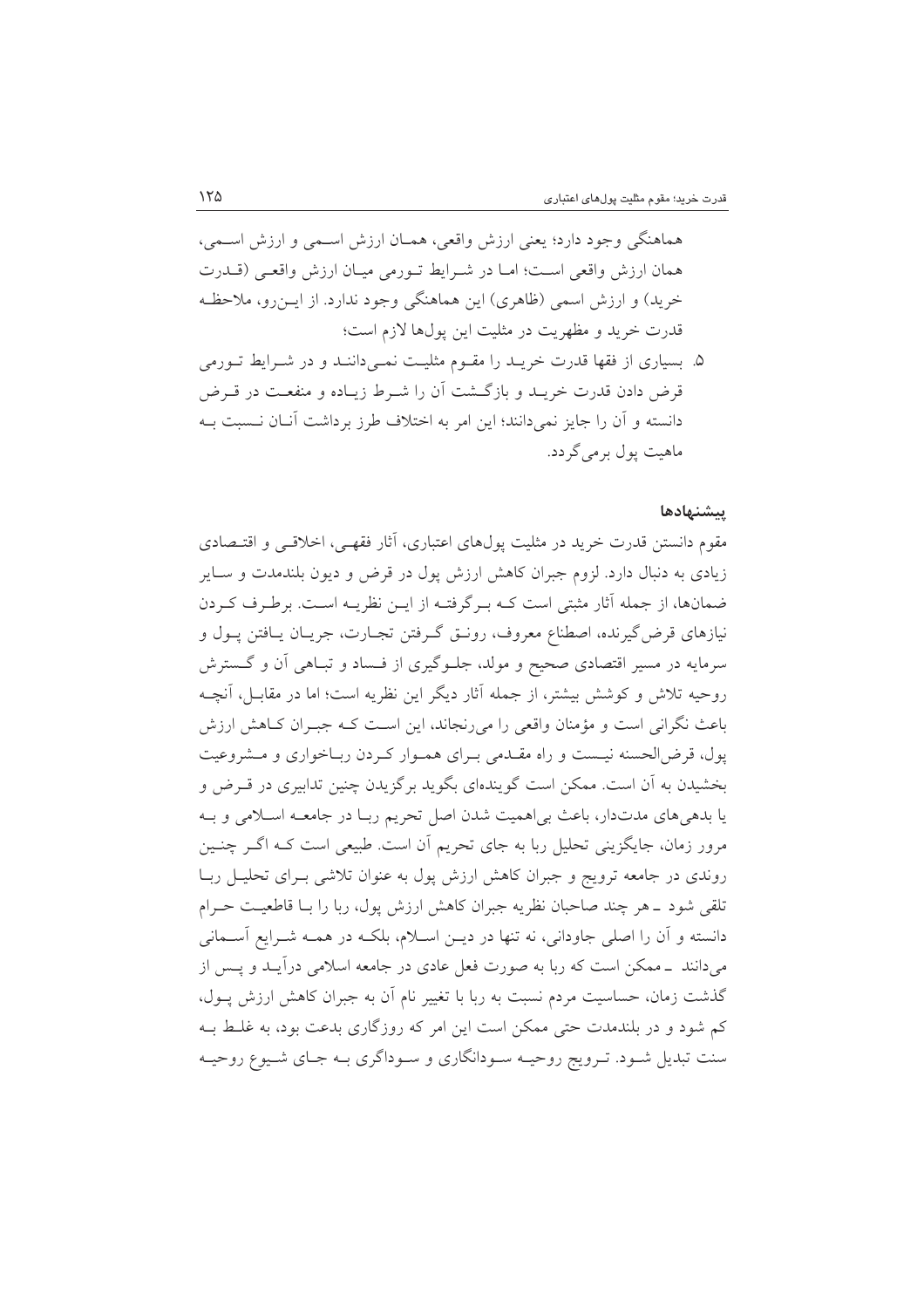هماهنگی وجود دارد؛ یعنی ارزش واقعی، همان ارزش اسمی و ارزش اسمی، همان ارزش واقعی است؛ اما در شرایط تورمی میان ارزش واقعی (قدرت خرید) و ارزش اسمی (ظاهری) این هماهنگی وجود ندارد. از این‌رو، ملاحظه قدرت خرید و مظهریت در مثلیت این پول‌ها لازم است؛

۵. بسیاری از فقها قدرت خرید را مقوم مثلیت نمی‌دانند و در شرایط تورمی قرض دادن قدرت خرید و بازگشت آن را شرط زیاده و منفعت در قرض دانسته و آن را جایز نمی‌دانند؛ این امر به اختلاف طرز برداشت آنان نسبت به ماهیت پول برمی‌گردد.

### پیشنهادها

مقوم دانستن قدرت خرید در مثلیت پول‌های اعتباری، آثار فقهی، اخلاقی و اقتصادی زیادی به دنبال دارد. لزوم جبران کاهش ارزش پول در قرض و دیون بلندمدت و سایر ضمان‌ها، از جمله آثار مثبتی است که برگرفته از این نظریه است. برطرف کردن نیازهای قرض‌گیرنده، اصطناع معروف، رونق گرفتن تجارت، جریان یافتن پول و سرمایه در مسیر اقتصادی صحیح و مولد، جلوگیری از فساد و تباهی آن و گسترش روحیه تلاش و کوشش بیشتر، از جمله آثار دیگر این نظریه است؛ اما در مقابل، آنچه باعث نگرانی است و مؤمنان واقعی را می‌رنجاند، این است که جبران کاهش ارزش پول، قرض‌الحسنه نیست و راه مقدمی برای هموار کردن رباخواری و مشروعیت بخشیدن به آن است. ممکن است گوینده‌ای بگوید برگزیدن چنین تدابیری در قرض و یا بدهی‌های مدت‌دار، باعث بی‌اهمیت شدن اصل تحریم ربا در جامعه اسلامی و به مرور زمان، جایگزینی تحلیل ربا به جای تحریم آن است. طبیعی است که اگر چنین روندی در جامعه ترویج و جبران کاهش ارزش پول به عنوان تلاشی برای تحلیل ربا تلقی شود ـ هر چند صاحبان نظریه جبران کاهش ارزش پول، ربا را با قاطعیت حرام دانسته و آن را اصلی جاودانی، نه تنها در دین اسلام، بلکه در همه شرایع آسمانی می‌دانند ـ ممکن است که ربا به صورت فعل عادی در جامعه اسلامی درآید و پس از گذشت زمان، حساسیت مردم نسبت به ربا با تغییر نام آن به جبران کاهش ارزش پول، کم شود و در بلندمدت حتی ممکن است این امر که روزگاری بدعت بود، به غلط به سنت تبدیل شود. ترویج روحیه سودانگاری و سوداگری به جای شیوع روحیه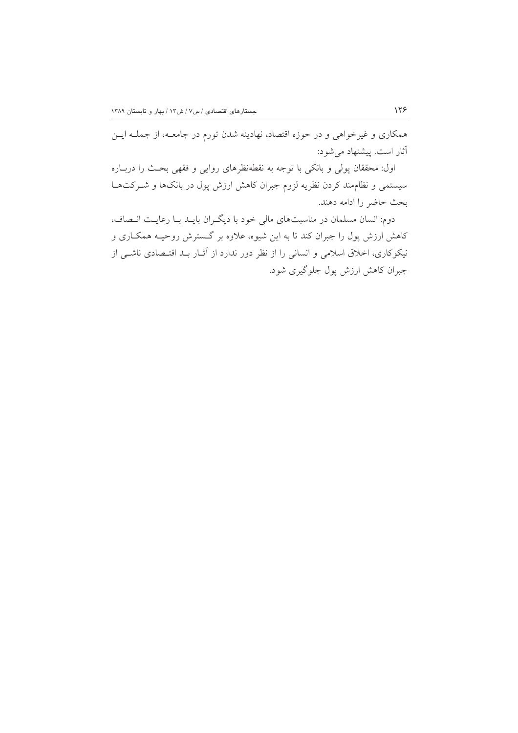همکاری و غیرخواهی و در حوزه اقتصاد، نهادینه شدن تورم در جامعه، از جمله این آثار است. پیشنهاد می‌شود:

اول: محققان پولی و بانکی با توجه به نقطه‌نظرهای روایی و فقهی بحث را درباره سیستمی و نظام‌مند کردن نظریه لزوم جبران کاهش ارزش پول در بانک‌ها و شرکت‌ها بحث حاضر را ادامه دهند.

دوم: انسان مسلمان در مناسبت‌های مالی خود با دیگران باید با رعایت انصاف، کاهش ارزش پول را جبران کند تا به این شیوه، علاوه بر گسترش روحیه همکاری و نیکوکاری، اخلاق اسلامی و انسانی را از نظر دور ندارد از آثار بد اقتصادی ناشی از جبران کاهش ارزش پول جلوگیری شود.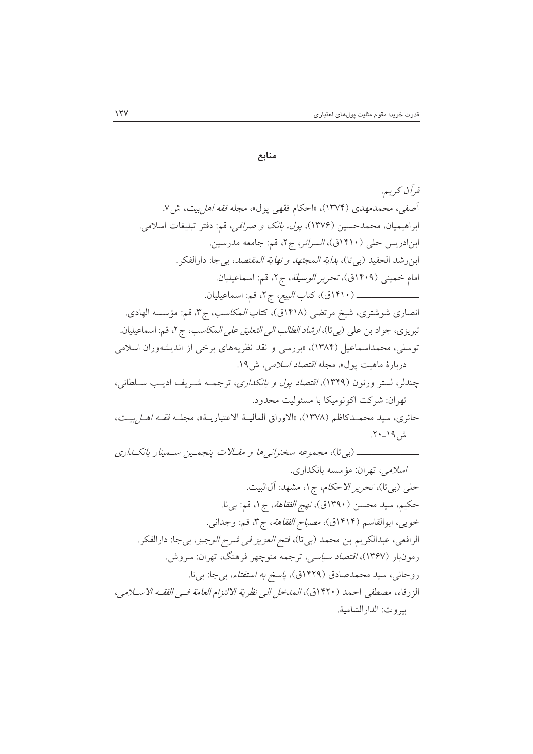## منابع

*قرآن کریم.*

آصفی، محمدمهدی (۱۳۷۴)، «احکام فقهی پول»، مجله *فقه اهل‌بیت*، ش۷.

ابراهیمیان، محمدحسین (۱۳۷۶)، *پول، بانک و صرافی*، قم: دفتر تبلیغات اسلامی.

ابن‌ادریس حلی (۱۴۱۰ق)، *السرائر*، ج۲، قم: جامعه مدرسین.

ابن‌رشد الحفید (بی‌تا)، *بدایة المجتهد و نهایة المقتصد*، بی‌جا: دارالفکر.

امام خمینی (۱۴۰۹ق)، *تحریر الوسیلة*، ج۲، قم: اسماعیلیان.

ــــــــــــــــ (۱۴۱۰ق)، کتاب *البیع*، ج۲، قم: اسماعیلیان.

انصاری شوشتری، شیخ مرتضی (۱۴۱۸ق)، کتاب *المکاسب*، ج۳، قم: مؤسسه الهادی.

تبریزی، جواد بن علی (بی‌تا)، *ارشاد الطالب الی التعلیق علی المکاسب*، ج۲، قم: اسماعیلیان.

توسلی، محمداسماعیل (۱۳۸۴)، «بررسی و نقد نظریه‌های برخی از اندیشه‌وران اسلامی دربارهٔ ماهیت پول»، مجله *اقتصاد اسلامی*، ش۱۹.

چندلر، لستر ورنون (۱۳۴۹)، *اقتصاد پول و بانکداری*، ترجمه شریف ادیب سلطانی، تهران: شرکت اکونومیکا با مسئولیت محدود.

حائری، سید محمدکاظم (۱۳۷۸)، «الاوراق المالیة الاعتباریة»، مجله *فقه اهل‌بیت*، ش۱۹ـ۲۰.

ــــــــــــــــ (بی‌تا)، *مجموعه سخنرانی‌ها و مقالات پنجمین سمینار بانکداری اسلامی*، تهران: مؤسسه بانکداری.

حلی (بی‌تا)، *تحریر الاحکام*، ج۱، مشهد: آل‌البیت.

حکیم، سید محسن (۱۳۹۰ق)، *نهج الفقاهة*، ج۱، قم: بی‌نا.

خویی، ابوالقاسم (۱۴۱۴ق)، *مصباح الفقاهة*، ج۳، قم: وجدانی.

الرافعی، عبدالکریم بن محمد (بی‌تا)، *فتح العزیز فی شرح الوجیز*، بی‌جا: دارالفکر.

رمون‌بار (۱۳۶۷)، *اقتصاد سیاسی*، ترجمه منوچهر فرهنگ، تهران: سروش.

روحانی، سید محمدصادق (۱۴۲۹ق)، *پاسخ به استفتاء*، بی‌جا: بی‌نا.

الزرقاء، مصطفی احمد (۱۴۲۰ق)، *المدخل الی نظریة الالتزام العامة فی الفقه الاسلامی*، بیروت: الدارالشامیة.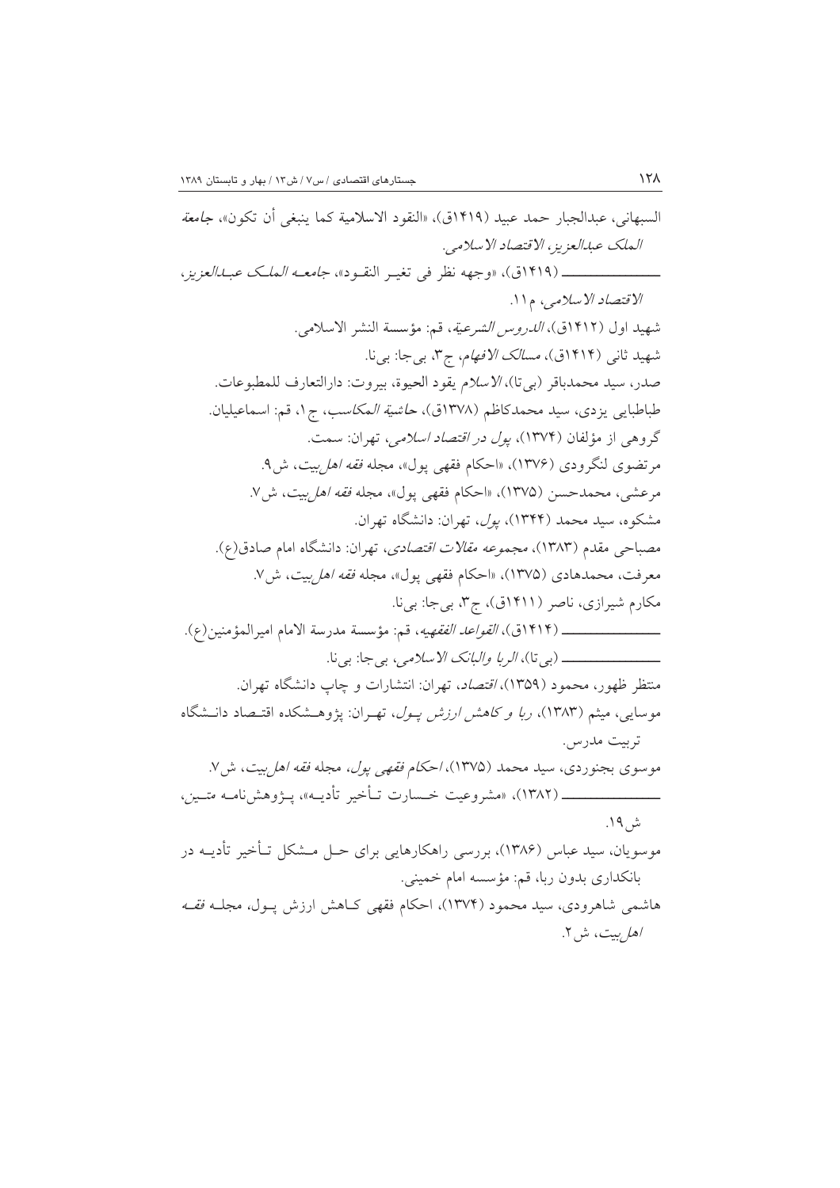السبهانی، عبدالجبار حمد عبید (۱۴۱۹ق)، «النقود الاسلامیة کما ینبغی أن تکون»، *جامعة الملک عبدالعزیز، الاقتصاد الاسلامی*.

ـــــــــــــــــ (۱۴۱۹ق)، «وجهه نظر فی تغیر النقود»، *جامعه الملک عبدالعزیز، الاقتصاد الاسلامی*، م۱۱.

شهید اول (۱۴۱۲ق)، *الدروس الشرعیة*، قم: مؤسسة النشر الاسلامی.

شهید ثانی (۱۴۱۴ق)، *مسالک الافهام*، ج۳، بی‌جا: بی‌نا.

صدر، سید محمدباقر (بی‌تا)، *الاسلام یقود الحیوة*، بیروت: دارالتعارف للمطبوعات.

طباطبایی یزدی، سید محمدکاظم (۱۳۷۸ق)، *حاشیة المکاسب*، ج۱، قم: اسماعیلیان.

گروهی از مؤلفان (۱۳۷۴)، *پول در اقتصاد اسلامی*، تهران: سمت.

مرتضوی لنگرودی (۱۳۷۶)، «احکام فقهی پول»، مجله *فقه اهل‌بیت*، ش۹.

مرعشی، محمدحسن (۱۳۷۵)، «احکام فقهی پول»، مجله *فقه اهل‌بیت*، ش۷.

مشکوه، سید محمد (۱۳۴۴)، *پول*، تهران: دانشگاه تهران.

مصباحی مقدم (۱۳۸۳)، *مجموعه مقالات اقتصادی*، تهران: دانشگاه امام صادق(ع).

معرفت، محمدهادی (۱۳۷۵)، «احکام فقهی پول»، مجله *فقه اهل‌بیت*، ش۷.

مکارم شیرازی، ناصر (۱۴۱۱ق)، ج۳، بی‌جا: بی‌نا.

ـــــــــــــــــ (۱۴۱۴ق)، *القواعد الفقهیه*، قم: مؤسسة مدرسة الامام امیرالمؤمنین(ع).

ـــــــــــــــــ (بی‌تا)، *الربا والبانک الاسلامی*، بی‌جا: بی‌نا.

منتظر ظهور، محمود (۱۳۵۹)، *اقتصاد*، تهران: انتشارات و چاپ دانشگاه تهران.

موسایی، میثم (۱۳۸۳)، *ربا و کاهش ارزش پول*، تهران: پژوهشکده اقتصاد دانشگاه تربیت مدرس.

موسوی بجنوردی، سید محمد (۱۳۷۵)، *احکام فقهی پول*، مجله *فقه اهل‌بیت*، ش۷.

ـــــــــــــــــ (۱۳۸۲)، «مشروعیت خسارت تأخیر تأدیه»، پژوهش‌نامه متین، ش۱۹.

موسویان، سید عباس (۱۳۸۶)، بررسی راهکارهایی برای حل مشکل تأخیر تأدیه در بانکداری بدون ربا، قم: مؤسسه امام خمینی.

هاشمی شاهرودی، سید محمود (۱۳۷۴)، احکام فقهی کاهش ارزش پول، مجله *فقه اهل‌بیت*، ش۲.